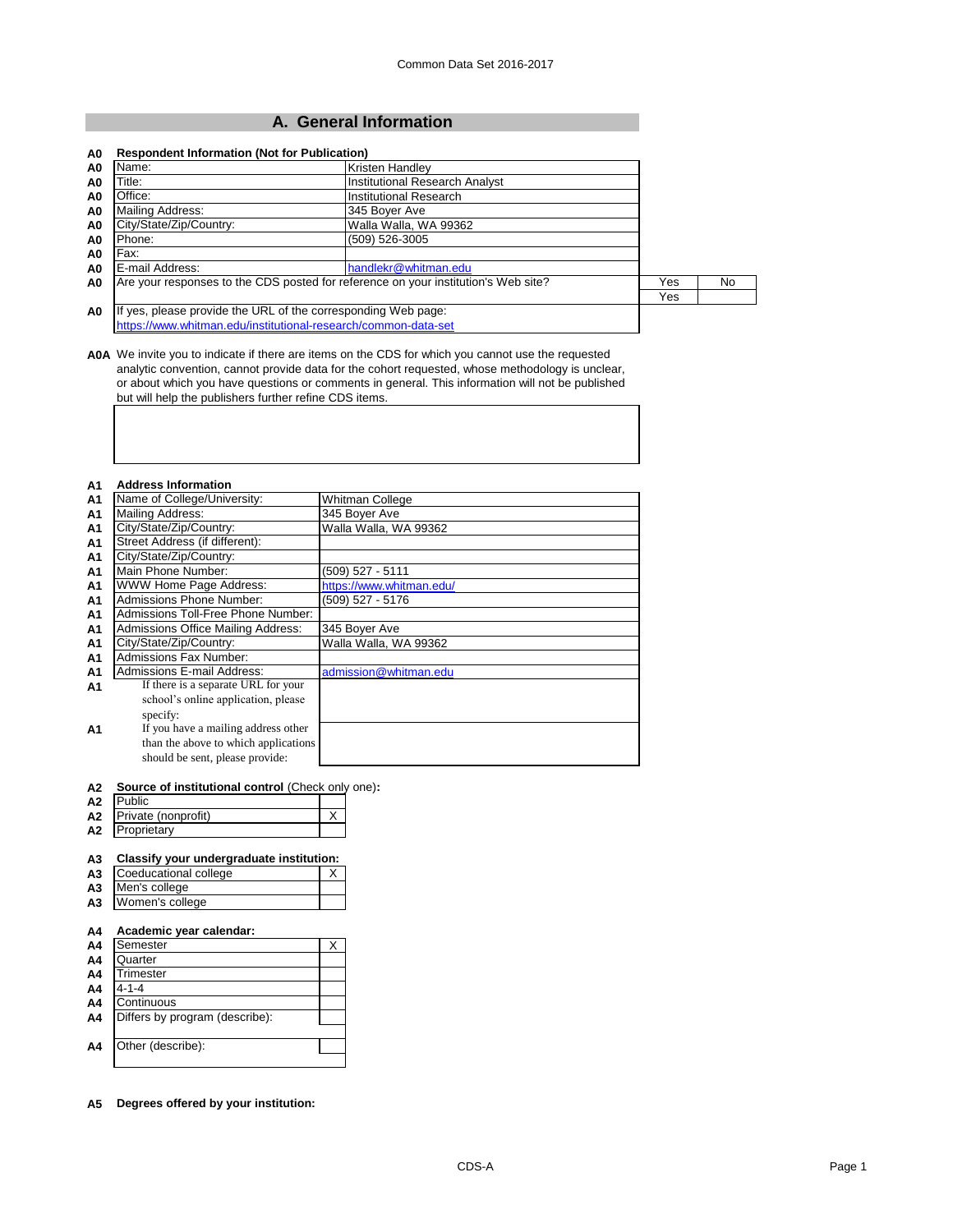## A. General Information

| A0 | Respondent Information (Not for Publication) | |
|---|---|---|
| A0 | Name: | Kristen Handley |
| A0 | Title: | Institutional Research Analyst |
| A0 | Office: | Institutional Research |
| A0 | Mailing Address: | 345 Boyer Ave |
| A0 | City/State/Zip/Country: | Walla Walla, WA 99362 |
| A0 | Phone: | (509) 526-3005 |
| A0 | Fax: | |
| A0 | E-mail Address: | handlekr@whitman.edu |

| A0 | Are your responses to the CDS posted for reference on your institution's Web site? | Yes | No |
|---|---|---|---|
| | | Yes | |

A0 If yes, please provide the URL of the corresponding Web page:
https://www.whitman.edu/institutional-research/common-data-set

**A0A** We invite you to indicate if there are items on the CDS for which you cannot use the requested analytic convention, cannot provide data for the cohort requested, whose methodology is unclear, or about which you have questions or comments in general. This information will not be published but will help the publishers further refine CDS items.

| A1 | Address Information | |
|---|---|---|
| A1 | Name of College/University: | Whitman College |
| A1 | Mailing Address: | 345 Boyer Ave |
| A1 | City/State/Zip/Country: | Walla Walla, WA 99362 |
| A1 | Street Address (if different): | |
| A1 | City/State/Zip/Country: | |
| A1 | Main Phone Number: | (509) 527 - 5111 |
| A1 | WWW Home Page Address: | https://www.whitman.edu/ |
| A1 | Admissions Phone Number: | (509) 527 - 5176 |
| A1 | Admissions Toll-Free Phone Number: | |
| A1 | Admissions Office Mailing Address: | 345 Boyer Ave |
| A1 | City/State/Zip/Country: | Walla Walla, WA 99362 |
| A1 | Admissions Fax Number: | |
| A1 | Admissions E-mail Address: | admission@whitman.edu |
| A1 | If there is a separate URL for your school's online application, please specify: | |
| A1 | If you have a mailing address other than the above to which applications should be sent, please provide: | |

**A2 Source of institutional control** (Check only one)**:**

| A2 | | |
|---|---|---|
| A2 | Public | |
| A2 | Private (nonprofit) | X |
| A2 | Proprietary | |

**A3 Classify your undergraduate institution:**

| A3 | | |
|---|---|---|
| A3 | Coeducational college | X |
| A3 | Men's college | |
| A3 | Women's college | |

**A4 Academic year calendar:**

| A4 | | |
|---|---|---|
| A4 | Semester | X |
| A4 | Quarter | |
| A4 | Trimester | |
| A4 | 4-1-4 | |
| A4 | Continuous | |
| A4 | Differs by program (describe): | |
| A4 | Other (describe): | |

**A5 Degrees offered by your institution:**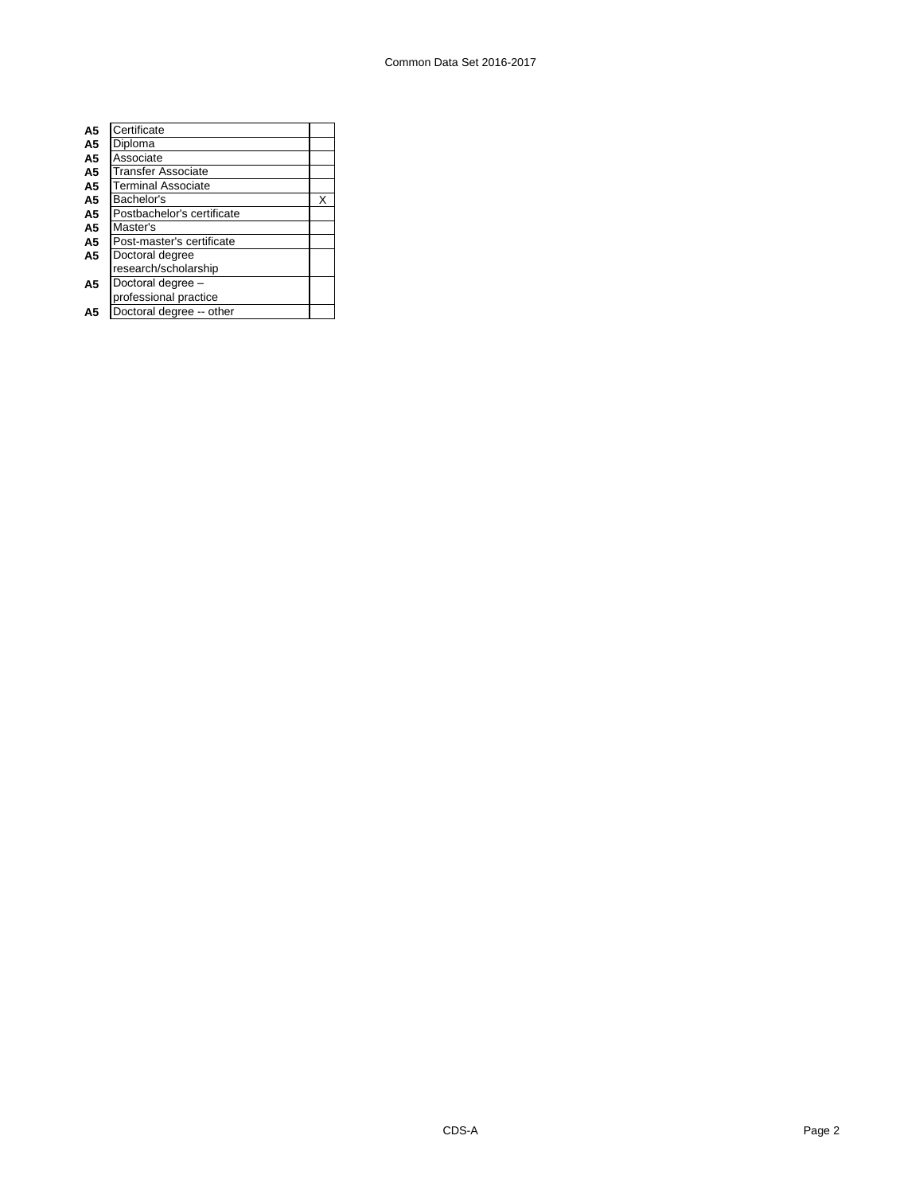| | | |
|---|---|---|
| **A5** | Certificate | |
| **A5** | Diploma | |
| **A5** | Associate | |
| **A5** | Transfer Associate | |
| **A5** | Terminal Associate | |
| **A5** | Bachelor's | X |
| **A5** | Postbachelor's certificate | |
| **A5** | Master's | |
| **A5** | Post-master's certificate | |
| **A5** | Doctoral degree research/scholarship | |
| **A5** | Doctoral degree – professional practice | |
| **A5** | Doctoral degree -- other | |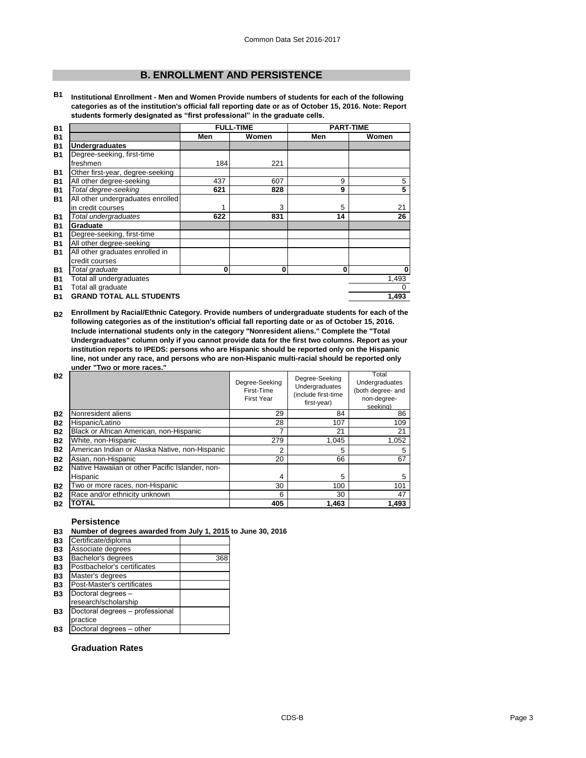## B. ENROLLMENT AND PERSISTENCE

**B1** **Institutional Enrollment - Men and Women Provide numbers of students for each of the following categories as of the institution's official fall reporting date or as of October 15, 2016. Note: Report students formerly designated as "first professional" in the graduate cells.**

| | FULL-TIME | | PART-TIME | |
|---|---|---|---|---|
| | Men | Women | Men | Women |
| **Undergraduates** | | | | |
| Degree-seeking, first-time freshmen | 184 | 221 | | |
| Other first-year, degree-seeking | | | | |
| All other degree-seeking | 437 | 607 | 9 | 5 |
| *Total degree-seeking* | **621** | **828** | **9** | **5** |
| All other undergraduates enrolled in credit courses | 1 | 3 | 5 | 21 |
| *Total undergraduates* | **622** | **831** | **14** | **26** |
| **Graduate** | | | | |
| Degree-seeking, first-time | | | | |
| All other degree-seeking | | | | |
| All other graduates enrolled in credit courses | | | | |
| *Total graduate* | **0** | **0** | **0** | **0** |
| Total all undergraduates | | | | 1,493 |
| Total all graduate | | | | 0 |
| **GRAND TOTAL ALL STUDENTS** | | | | **1,493** |

**B2** **Enrollment by Racial/Ethnic Category. Provide numbers of undergraduate students for each of the following categories as of the institution's official fall reporting date or as of October 15, 2016. Include international students only in the category "Nonresident aliens." Complete the "Total Undergraduates" column only if you cannot provide data for the first two columns. Report as your institution reports to IPEDS: persons who are Hispanic should be reported only on the Hispanic line, not under any race, and persons who are non-Hispanic multi-racial should be reported only under "Two or more races."**

| | Degree-Seeking First-Time First Year | Degree-Seeking Undergraduates (include first-time first-year) | Total Undergraduates (both degree- and non-degree-seeking) |
|---|---|---|---|
| Nonresident aliens | 29 | 84 | 86 |
| Hispanic/Latino | 28 | 107 | 109 |
| Black or African American, non-Hispanic | 7 | 21 | 21 |
| White, non-Hispanic | 279 | 1,045 | 1,052 |
| American Indian or Alaska Native, non-Hispanic | 2 | 5 | 5 |
| Asian, non-Hispanic | 20 | 66 | 67 |
| Native Hawaiian or other Pacific Islander, non-Hispanic | 4 | 5 | 5 |
| Two or more races, non-Hispanic | 30 | 100 | 101 |
| Race and/or ethnicity unknown | 6 | 30 | 47 |
| **TOTAL** | **405** | **1,463** | **1,493** |

### Persistence

**B3** **Number of degrees awarded from July 1, 2015 to June 30, 2016**

| | |
|---|---|
| Certificate/diploma | |
| Associate degrees | |
| Bachelor's degrees | 368 |
| Postbachelor's certificates | |
| Master's degrees | |
| Post-Master's certificates | |
| Doctoral degrees – research/scholarship | |
| Doctoral degrees – professional practice | |
| Doctoral degrees – other | |

### Graduation Rates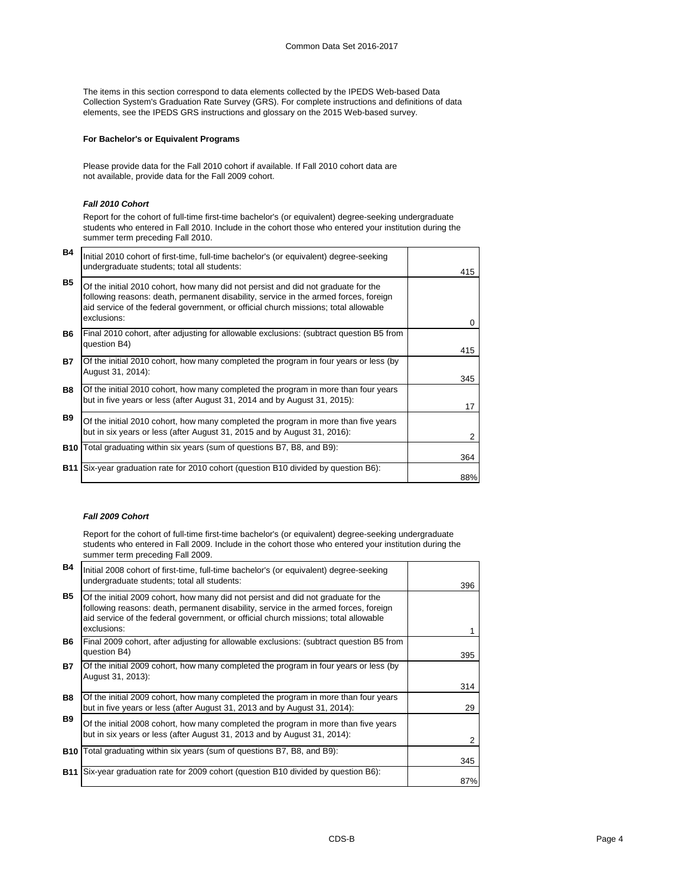The items in this section correspond to data elements collected by the IPEDS Web-based Data Collection System's Graduation Rate Survey (GRS). For complete instructions and definitions of data elements, see the IPEDS GRS instructions and glossary on the 2015 Web-based survey.

**For Bachelor's or Equivalent Programs**

Please provide data for the Fall 2010 cohort if available. If Fall 2010 cohort data are not available, provide data for the Fall 2009 cohort.

***Fall 2010 Cohort***

Report for the cohort of full-time first-time bachelor's (or equivalent) degree-seeking undergraduate students who entered in Fall 2010. Include in the cohort those who entered your institution during the summer term preceding Fall 2010.

| | | |
|---|---|---|
| B4 | Initial 2010 cohort of first-time, full-time bachelor's (or equivalent) degree-seeking undergraduate students; total all students: | 415 |
| B5 | Of the initial 2010 cohort, how many did not persist and did not graduate for the following reasons: death, permanent disability, service in the armed forces, foreign aid service of the federal government, or official church missions; total allowable exclusions: | 0 |
| B6 | Final 2010 cohort, after adjusting for allowable exclusions: (subtract question B5 from question B4) | 415 |
| B7 | Of the initial 2010 cohort, how many completed the program in four years or less (by August 31, 2014): | 345 |
| B8 | Of the initial 2010 cohort, how many completed the program in more than four years but in five years or less (after August 31, 2014 and by August 31, 2015): | 17 |
| B9 | Of the initial 2010 cohort, how many completed the program in more than five years but in six years or less (after August 31, 2015 and by August 31, 2016): | 2 |
| B10 | Total graduating within six years (sum of questions B7, B8, and B9): | 364 |
| B11 | Six-year graduation rate for 2010 cohort (question B10 divided by question B6): | 88% |

***Fall 2009 Cohort***

Report for the cohort of full-time first-time bachelor's (or equivalent) degree-seeking undergraduate students who entered in Fall 2009. Include in the cohort those who entered your institution during the summer term preceding Fall 2009.

| | | |
|---|---|---|
| B4 | Initial 2008 cohort of first-time, full-time bachelor's (or equivalent) degree-seeking undergraduate students; total all students: | 396 |
| B5 | Of the initial 2009 cohort, how many did not persist and did not graduate for the following reasons: death, permanent disability, service in the armed forces, foreign aid service of the federal government, or official church missions; total allowable exclusions: | 1 |
| B6 | Final 2009 cohort, after adjusting for allowable exclusions: (subtract question B5 from question B4) | 395 |
| B7 | Of the initial 2009 cohort, how many completed the program in four years or less (by August 31, 2013): | 314 |
| B8 | Of the initial 2009 cohort, how many completed the program in more than four years but in five years or less (after August 31, 2013 and by August 31, 2014): | 29 |
| B9 | Of the initial 2008 cohort, how many completed the program in more than five years but in six years or less (after August 31, 2013 and by August 31, 2014): | 2 |
| B10 | Total graduating within six years (sum of questions B7, B8, and B9): | 345 |
| B11 | Six-year graduation rate for 2009 cohort (question B10 divided by question B6): | 87% |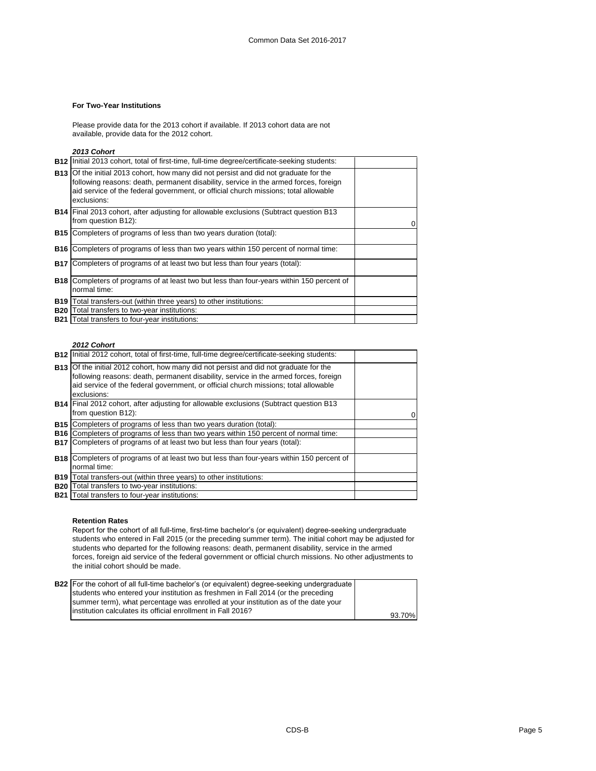### For Two-Year Institutions

Please provide data for the 2013 cohort if available. If 2013 cohort data are not available, provide data for the 2012 cohort.

***2013 Cohort***

| | | |
|---|---|---|
| **B12** | Initial 2013 cohort, total of first-time, full-time degree/certificate-seeking students: | |
| **B13** | Of the initial 2013 cohort, how many did not persist and did not graduate for the following reasons: death, permanent disability, service in the armed forces, foreign aid service of the federal government, or official church missions; total allowable exclusions: | |
| **B14** | Final 2013 cohort, after adjusting for allowable exclusions (Subtract question B13 from question B12): | 0 |
| **B15** | Completers of programs of less than two years duration (total): | |
| **B16** | Completers of programs of less than two years within 150 percent of normal time: | |
| **B17** | Completers of programs of at least two but less than four years (total): | |
| **B18** | Completers of programs of at least two but less than four-years within 150 percent of normal time: | |
| **B19** | Total transfers-out (within three years) to other institutions: | |
| **B20** | Total transfers to two-year institutions: | |
| **B21** | Total transfers to four-year institutions: | |

***2012 Cohort***

| | | |
|---|---|---|
| **B12** | Initial 2012 cohort, total of first-time, full-time degree/certificate-seeking students: | |
| **B13** | Of the initial 2012 cohort, how many did not persist and did not graduate for the following reasons: death, permanent disability, service in the armed forces, foreign aid service of the federal government, or official church missions; total allowable exclusions: | |
| **B14** | Final 2012 cohort, after adjusting for allowable exclusions (Subtract question B13 from question B12): | 0 |
| **B15** | Completers of programs of less than two years duration (total): | |
| **B16** | Completers of programs of less than two years within 150 percent of normal time: | |
| **B17** | Completers of programs of at least two but less than four years (total): | |
| **B18** | Completers of programs of at least two but less than four-years within 150 percent of normal time: | |
| **B19** | Total transfers-out (within three years) to other institutions: | |
| **B20** | Total transfers to two-year institutions: | |
| **B21** | Total transfers to four-year institutions: | |

### Retention Rates

Report for the cohort of all full-time, first-time bachelor's (or equivalent) degree-seeking undergraduate students who entered in Fall 2015 (or the preceding summer term). The initial cohort may be adjusted for students who departed for the following reasons: death, permanent disability, service in the armed forces, foreign aid service of the federal government or official church missions. No other adjustments to the initial cohort should be made.

| | | |
|---|---|---|
| **B22** | For the cohort of all full-time bachelor's (or equivalent) degree-seeking undergraduate students who entered your institution as freshmen in Fall 2014 (or the preceding summer term), what percentage was enrolled at your institution as of the date your institution calculates its official enrollment in Fall 2016? | 93.70% |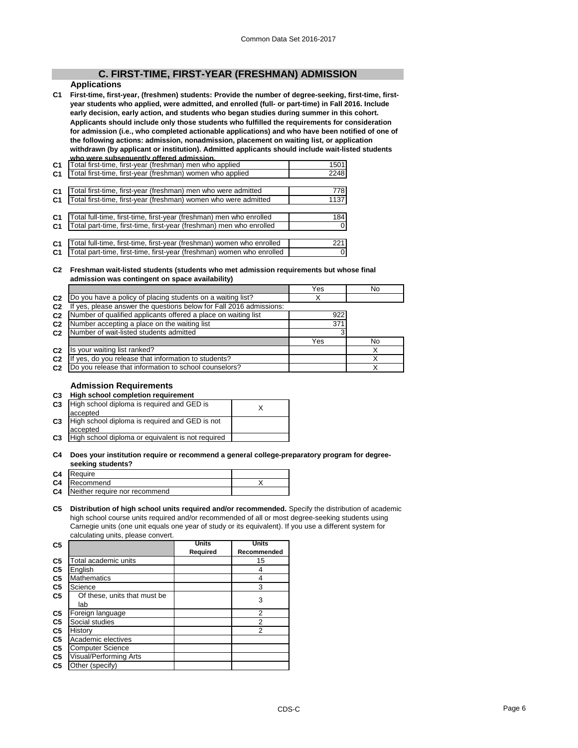## C. FIRST-TIME, FIRST-YEAR (FRESHMAN) ADMISSION

### Applications

**C1 First-time, first-year, (freshmen) students: Provide the number of degree-seeking, first-time, first-year students who applied, were admitted, and enrolled (full- or part-time) in Fall 2016. Include early decision, early action, and students who began studies during summer in this cohort. Applicants should include only those students who fulfilled the requirements for consideration for admission (i.e., who completed actionable applications) and who have been notified of one of the following actions: admission, nonadmission, placement on waiting list, or application withdrawn (by applicant or institution). Admitted applicants should include wait-listed students who were subsequently offered admission.**

| | | |
|---|---|---|
| C1 | Total first-time, first-year (freshman) men who applied | 1501 |
| C1 | Total first-time, first-year (freshman) women who applied | 2248 |
| C1 | Total first-time, first-year (freshman) men who were admitted | 778 |
| C1 | Total first-time, first-year (freshman) women who were admitted | 1137 |
| C1 | Total full-time, first-time, first-year (freshman) men who enrolled | 184 |
| C1 | Total part-time, first-time, first-year (freshman) men who enrolled | 0 |
| C1 | Total full-time, first-time, first-year (freshman) women who enrolled | 221 |
| C1 | Total part-time, first-time, first-year (freshman) women who enrolled | 0 |

**C2 Freshman wait-listed students (students who met admission requirements but whose final admission was contingent on space availability)**

| | | Yes | No |
|---|---|---|---|
| C2 | Do you have a policy of placing students on a waiting list? | X | |
| C2 | If yes, please answer the questions below for Fall 2016 admissions: | | |
| C2 | Number of qualified applicants offered a place on waiting list | 922 | |
| C2 | Number accepting a place on the waiting list | 371 | |
| C2 | Number of wait-listed students admitted | 3 | |
| | | Yes | No |
| C2 | Is your waiting list ranked? | | X |
| C2 | If yes, do you release that information to students? | | X |
| C2 | Do you release that information to school counselors? | | X |

### Admission Requirements

**C3 High school completion requirement**

| | | |
|---|---|---|
| C3 | High school diploma is required and GED is accepted | X |
| C3 | High school diploma is required and GED is not accepted | |
| C3 | High school diploma or equivalent is not required | |

**C4 Does your institution require or recommend a general college-preparatory program for degree-seeking students?**

| | | |
|---|---|---|
| C4 | Require | |
| C4 | Recommend | X |
| C4 | Neither require nor recommend | |

**C5 Distribution of high school units required and/or recommended.** Specify the distribution of academic high school course units required and/or recommended of all or most degree-seeking students using Carnegie units (one unit equals one year of study or its equivalent). If you use a different system for calculating units, please convert.

| | | Units Required | Units Recommended |
|---|---|---|---|
| C5 | Total academic units | | 15 |
| C5 | English | | 4 |
| C5 | Mathematics | | 4 |
| C5 | Science | | 3 |
| C5 | Of these, units that must be lab | | 3 |
| C5 | Foreign language | | 2 |
| C5 | Social studies | | 2 |
| C5 | History | | 2 |
| C5 | Academic electives | | |
| C5 | Computer Science | | |
| C5 | Visual/Performing Arts | | |
| C5 | Other (specify) | | |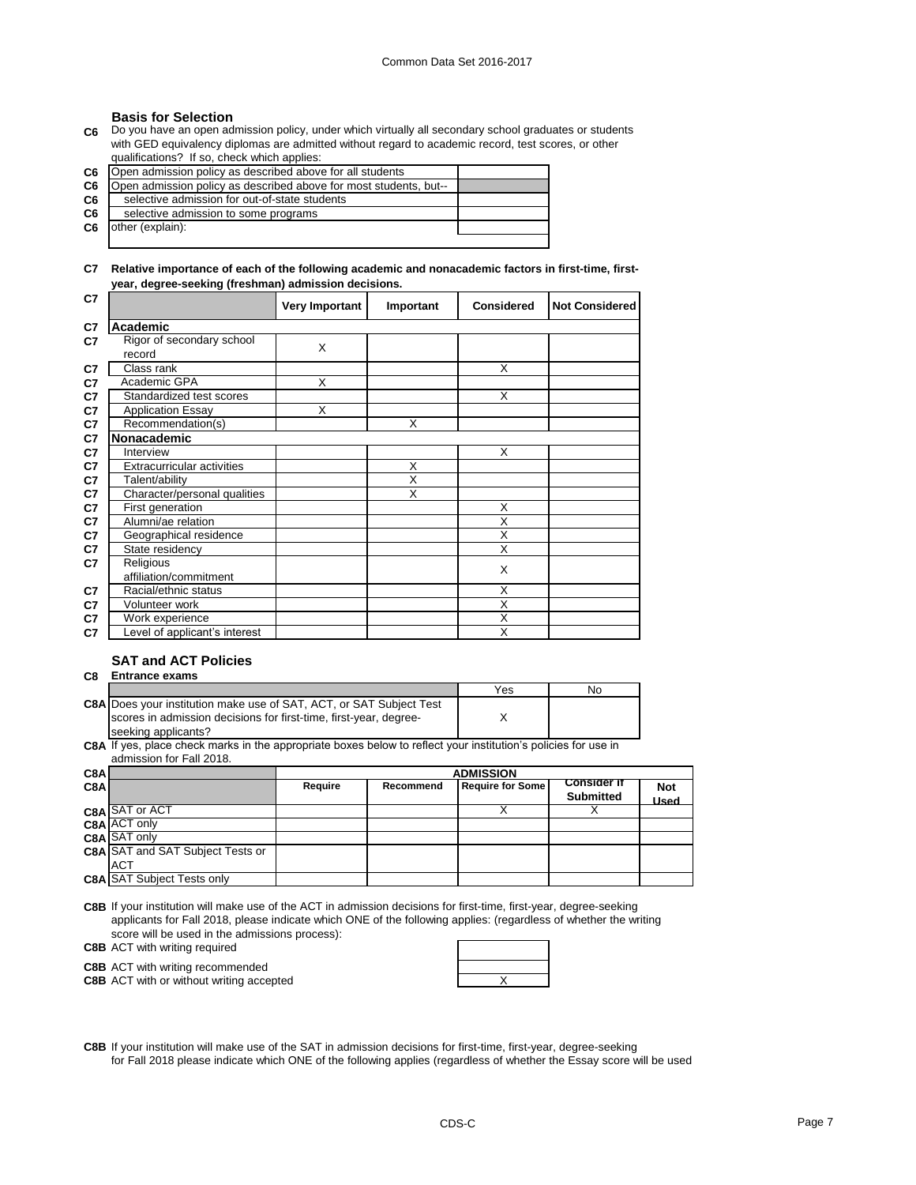### Basis for Selection

**C6** Do you have an open admission policy, under which virtually all secondary school graduates or students with GED equivalency diplomas are admitted without regard to academic record, test scores, or other qualifications? If so, check which applies:

| | | |
|---|---|---|
| C6 | Open admission policy as described above for all students | |
| C6 | Open admission policy as described above for most students, but-- | |
| C6 | selective admission for out-of-state students | |
| C6 | selective admission to some programs | |
| C6 | other (explain): | |

**C7 Relative importance of each of the following academic and nonacademic factors in first-time, first-year, degree-seeking (freshman) admission decisions.**

| | | Very Important | Important | Considered | Not Considered |
|---|---|---|---|---|---|
| C7 | **Academic** | | | | |
| C7 | Rigor of secondary school record | X | | | |
| C7 | Class rank | | | X | |
| C7 | Academic GPA | X | | | |
| C7 | Standardized test scores | | | X | |
| C7 | Application Essay | X | | | |
| C7 | Recommendation(s) | | X | | |
| C7 | **Nonacademic** | | | | |
| C7 | Interview | | | X | |
| C7 | Extracurricular activities | | X | | |
| C7 | Talent/ability | | X | | |
| C7 | Character/personal qualities | | X | | |
| C7 | First generation | | | X | |
| C7 | Alumni/ae relation | | | X | |
| C7 | Geographical residence | | | X | |
| C7 | State residency | | | X | |
| C7 | Religious affiliation/commitment | | | X | |
| C7 | Racial/ethnic status | | | X | |
| C7 | Volunteer work | | | X | |
| C7 | Work experience | | | X | |
| C7 | Level of applicant's interest | | | X | |

### SAT and ACT Policies

**C8 Entrance exams**

| | | Yes | No |
|---|---|---|---|
| C8A | Does your institution make use of SAT, ACT, or SAT Subject Test scores in admission decisions for first-time, first-year, degree-seeking applicants? | X | |

**C8A** If yes, place check marks in the appropriate boxes below to reflect your institution's policies for use in admission for Fall 2018.

| | | ADMISSION | | | | |
|---|---|---|---|---|---|---|
| C8A | | Require | Recommend | Require for Some | Consider if Submitted | Not Used |
| C8A | SAT or ACT | | | X | X | |
| C8A | ACT only | | | | | |
| C8A | SAT only | | | | | |
| C8A | SAT and SAT Subject Tests or ACT | | | | | |
| C8A | SAT Subject Tests only | | | | | |

**C8B** If your institution will make use of the ACT in admission decisions for first-time, first-year, degree-seeking applicants for Fall 2018, please indicate which ONE of the following applies: (regardless of whether the writing score will be used in the admissions process):

| | | |
|---|---|---|
| C8B | ACT with writing required | |
| C8B | ACT with writing recommended | |
| C8B | ACT with or without writing accepted | X |

**C8B** If your institution will make use of the SAT in admission decisions for first-time, first-year, degree-seeking for Fall 2018 please indicate which ONE of the following applies (regardless of whether the Essay score will be used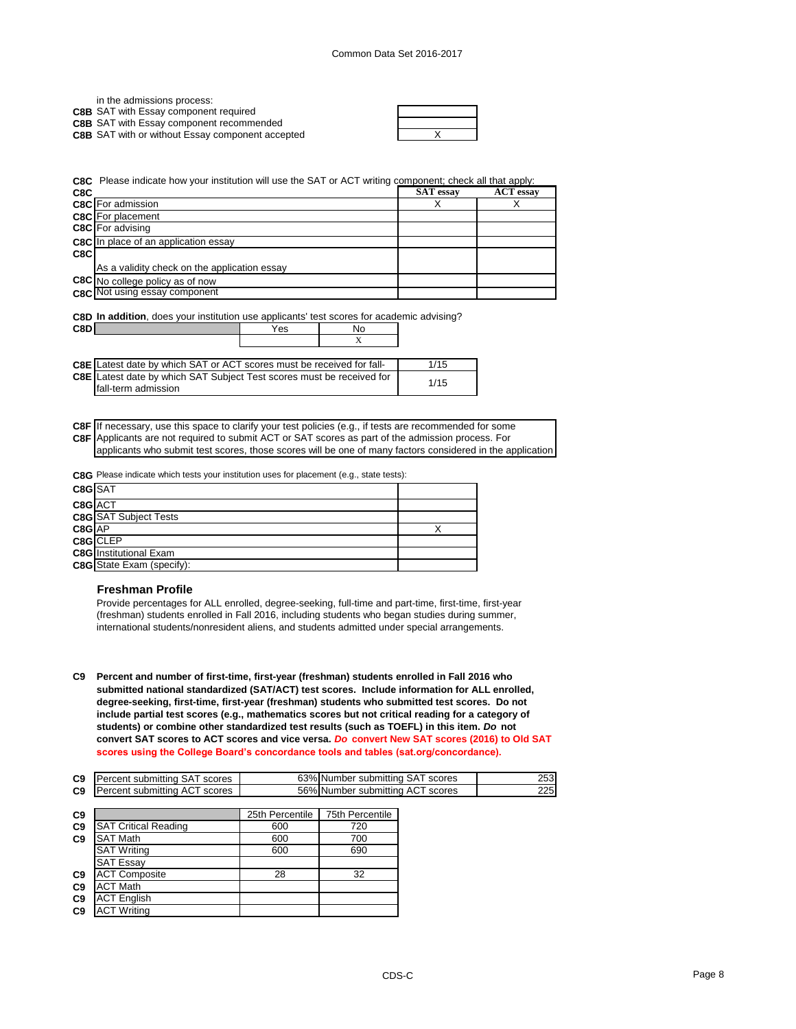in the admissions process:

| | | |
|---|---|---|
| C8B | SAT with Essay component required | |
| C8B | SAT with Essay component recommended | |
| C8B | SAT with or without Essay component accepted | X |

**C8C** Please indicate how your institution will use the SAT or ACT writing component; check all that apply:

| C8C | | SAT essay | ACT essay |
|---|---|---|---|
| C8C | For admission | X | X |
| C8C | For placement | | |
| C8C | For advising | | |
| C8C | In place of an application essay | | |
| C8C | As a validity check on the application essay | | |
| C8C | No college policy as of now | | |
| C8C | Not using essay component | | |

**C8D In addition**, does your institution use applicants' test scores for academic advising?

| C8D | | Yes | No |
|---|---|---|---|
| | | | X |

| | | |
|---|---|---|
| C8E | Latest date by which SAT or ACT scores must be received for fall- | 1/15 |
| C8E | Latest date by which SAT Subject Test scores must be received for fall-term admission | 1/15 |

| | |
|---|---|
| C8F | If necessary, use this space to clarify your test policies (e.g., if tests are recommended for some |
| C8F | Applicants are not required to submit ACT or SAT scores as part of the admission process. For applicants who submit test scores, those scores will be one of many factors considered in the application |

**C8G** Please indicate which tests your institution uses for placement (e.g., state tests):

| | | |
|---|---|---|
| C8G | SAT | |
| C8G | ACT | |
| C8G | SAT Subject Tests | |
| C8G | AP | X |
| C8G | CLEP | |
| C8G | Institutional Exam | |
| C8G | State Exam (specify): | |

### Freshman Profile

Provide percentages for ALL enrolled, degree-seeking, full-time and part-time, first-time, first-year (freshman) students enrolled in Fall 2016, including students who began studies during summer, international students/nonresident aliens, and students admitted under special arrangements.

**C9 Percent and number of first-time, first-year (freshman) students enrolled in Fall 2016 who submitted national standardized (SAT/ACT) test scores. Include information for ALL enrolled, degree-seeking, first-time, first-year (freshman) students who submitted test scores. Do not include partial test scores (e.g., mathematics scores but not critical reading for a category of students) or combine other standardized test results (such as TOEFL) in this item. *Do* not convert SAT scores to ACT scores and vice versa. *Do* convert New SAT scores (2016) to Old SAT scores using the College Board's concordance tools and tables (sat.org/concordance).**

| | | | | |
|---|---|---|---|---|
| C9 | Percent submitting SAT scores | 63% | Number submitting SAT scores | 253 |
| C9 | Percent submitting ACT scores | 56% | Number submitting ACT scores | 225 |

| C9 | | 25th Percentile | 75th Percentile |
|---|---|---|---|
| C9 | SAT Critical Reading | 600 | 720 |
| C9 | SAT Math | 600 | 700 |
| | SAT Writing | 600 | 690 |
| | SAT Essay | | |
| C9 | ACT Composite | 28 | 32 |
| C9 | ACT Math | | |
| C9 | ACT English | | |
| C9 | ACT Writing | | |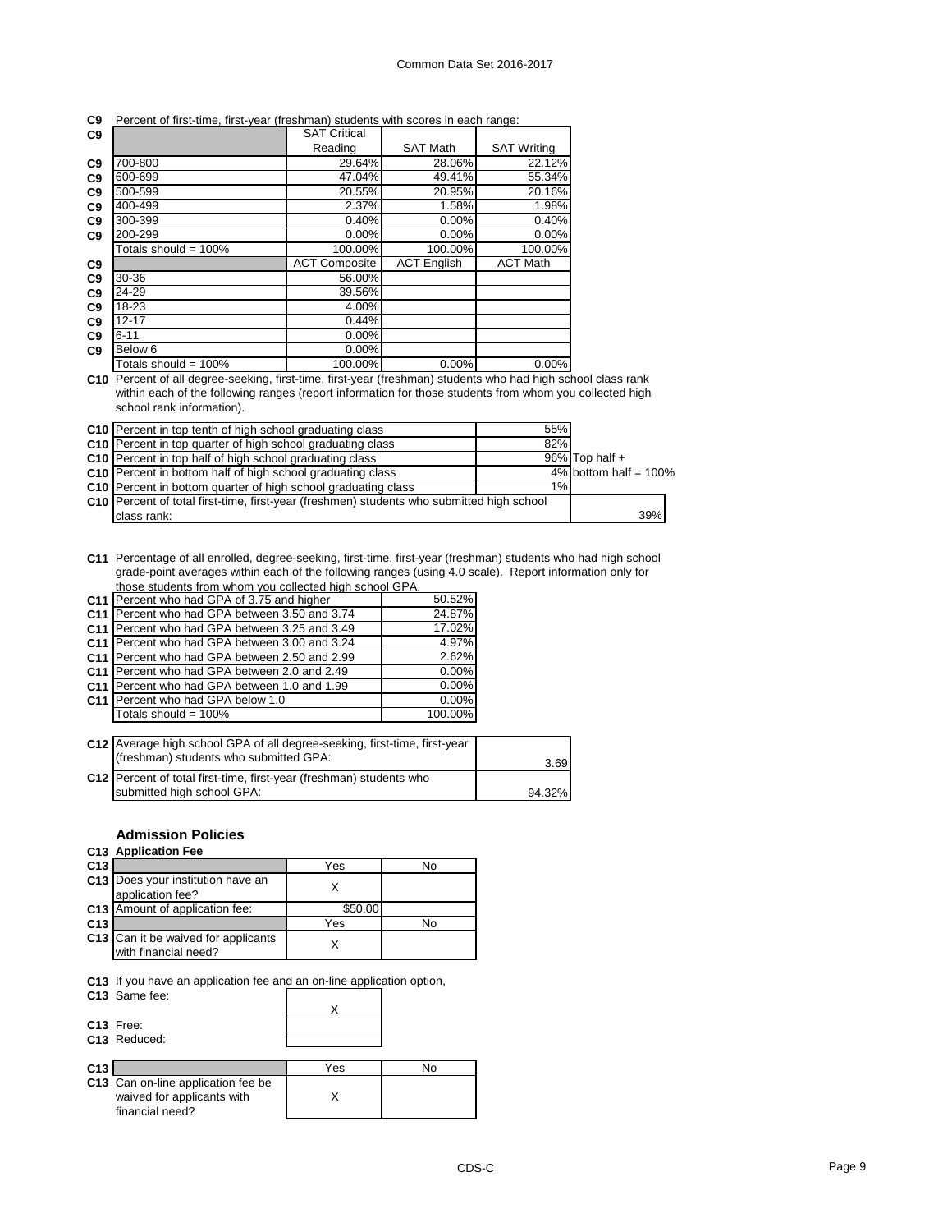**C9** Percent of first-time, first-year (freshman) students with scores in each range:

| | SAT Critical Reading | SAT Math | SAT Writing |
|---|---|---|---|
| 700-800 | 29.64% | 28.06% | 22.12% |
| 600-699 | 47.04% | 49.41% | 55.34% |
| 500-599 | 20.55% | 20.95% | 20.16% |
| 400-499 | 2.37% | 1.58% | 1.98% |
| 300-399 | 0.40% | 0.00% | 0.40% |
| 200-299 | 0.00% | 0.00% | 0.00% |
| Totals should = 100% | 100.00% | 100.00% | 100.00% |

| | ACT Composite | ACT English | ACT Math |
|---|---|---|---|
| 30-36 | 56.00% | | |
| 24-29 | 39.56% | | |
| 18-23 | 4.00% | | |
| 12-17 | 0.44% | | |
| 6-11 | 0.00% | | |
| Below 6 | 0.00% | | |
| Totals should = 100% | 100.00% | 0.00% | 0.00% |

**C10** Percent of all degree-seeking, first-time, first-year (freshman) students who had high school class rank within each of the following ranges (report information for those students from whom you collected high school rank information).

| | | |
|---|---|---|
| Percent in top tenth of high school graduating class | 55% | |
| Percent in top quarter of high school graduating class | 82% | |
| Percent in top half of high school graduating class | 96% | Top half + |
| Percent in bottom half of high school graduating class | 4% | bottom half = 100% |
| Percent in bottom quarter of high school graduating class | 1% | |
| Percent of total first-time, first-year (freshmen) students who submitted high school class rank: | 39% | |

**C11** Percentage of all enrolled, degree-seeking, first-time, first-year (freshman) students who had high school grade-point averages within each of the following ranges (using 4.0 scale). Report information only for those students from whom you collected high school GPA.

| | |
|---|---|
| Percent who had GPA of 3.75 and higher | 50.52% |
| Percent who had GPA between 3.50 and 3.74 | 24.87% |
| Percent who had GPA between 3.25 and 3.49 | 17.02% |
| Percent who had GPA between 3.00 and 3.24 | 4.97% |
| Percent who had GPA between 2.50 and 2.99 | 2.62% |
| Percent who had GPA between 2.0 and 2.49 | 0.00% |
| Percent who had GPA between 1.0 and 1.99 | 0.00% |
| Percent who had GPA below 1.0 | 0.00% |
| Totals should = 100% | 100.00% |

| | |
|---|---|
| **C12** Average high school GPA of all degree-seeking, first-time, first-year (freshman) students who submitted GPA: | 3.69 |
| **C12** Percent of total first-time, first-year (freshman) students who submitted high school GPA: | 94.32% |

## Admission Policies

**C13 Application Fee**

| | Yes | No |
|---|---|---|
| Does your institution have an application fee? | X | |
| Amount of application fee: | $50.00 | |

| | Yes | No |
|---|---|---|
| Can it be waived for applicants with financial need? | X | |

**C13** If you have an application fee and an on-line application option,

| | |
|---|---|
| Same fee: | X |
| Free: | |
| Reduced: | |

| | Yes | No |
|---|---|---|
| Can on-line application fee be waived for applicants with financial need? | X | |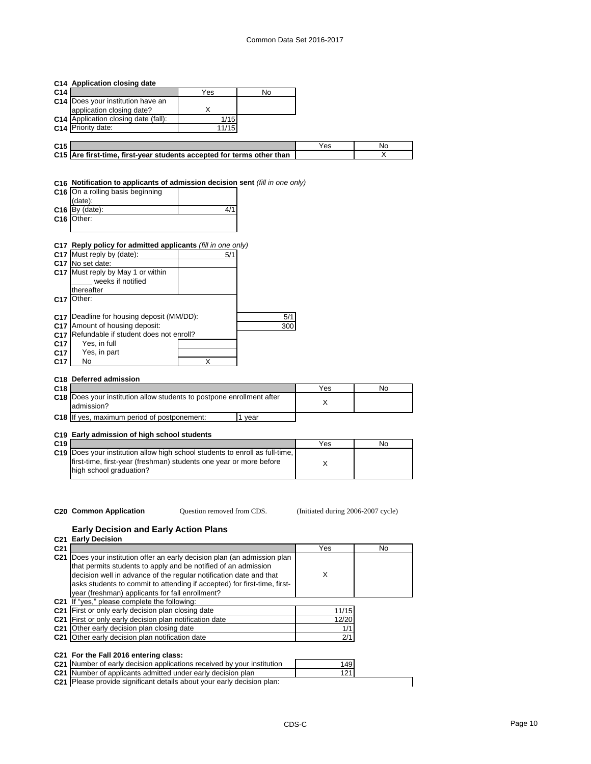## C14 Application closing date

| C14 | | Yes | No |
|---|---|---|---|
| C14 | Does your institution have an application closing date? | X | |
| C14 | Application closing date (fall): | 1/15 | |
| C14 | Priority date: | 11/15 | |

| C15 | | Yes | No |
|---|---|---|---|
| C15 | **Are first-time, first-year students accepted for terms other than** | | X |

## C16 Notification to applicants of admission decision sent *(fill in one only)*

| C16 | | |
|---|---|---|
| C16 | On a rolling basis beginning (date): | |
| C16 | By (date): | 4/1 |
| C16 | Other: | |

## C17 Reply policy for admitted applicants *(fill in one only)*

| C17 | | |
|---|---|---|
| C17 | Must reply by (date): | 5/1 |
| C17 | No set date: | |
| C17 | Must reply by May 1 or within _____ weeks if notified thereafter | |
| C17 | Other: | |

| C17 | | |
|---|---|---|
| C17 | Deadline for housing deposit (MM/DD): | 5/1 |
| C17 | Amount of housing deposit: | 300 |
| C17 | Refundable if student does not enroll? | |
| C17 | Yes, in full | |
| C17 | Yes, in part | |
| C17 | No | X |

## C18 Deferred admission

| C18 | | Yes | No |
|---|---|---|---|
| C18 | Does your institution allow students to postpone enrollment after admission? | X | |
| C18 | If yes, maximum period of postponement: 1 year | | |

## C19 Early admission of high school students

| C19 | | Yes | No |
|---|---|---|---|
| C19 | Does your institution allow high school students to enroll as full-time, first-time, first-year (freshman) students one year or more before high school graduation? | X | |

**C20 Common Application** Question removed from CDS. (Initiated during 2006-2007 cycle)

## Early Decision and Early Action Plans

## C21 Early Decision

| C21 | | Yes | No |
|---|---|---|---|
| C21 | Does your institution offer an early decision plan (an admission plan that permits students to apply and be notified of an admission decision well in advance of the regular notification date and that asks students to commit to attending if accepted) for first-time, first-year (freshman) applicants for fall enrollment? | X | |

| C21 | If "yes," please complete the following: | |
|---|---|---|
| C21 | First or only early decision plan closing date | 11/15 |
| C21 | First or only early decision plan notification date | 12/20 |
| C21 | Other early decision plan closing date | 1/1 |
| C21 | Other early decision plan notification date | 2/1 |

### C21 For the Fall 2016 entering class:

| C21 | | |
|---|---|---|
| C21 | Number of early decision applications received by your institution | 149 |
| C21 | Number of applicants admitted under early decision plan | 121 |
| C21 | Please provide significant details about your early decision plan: | |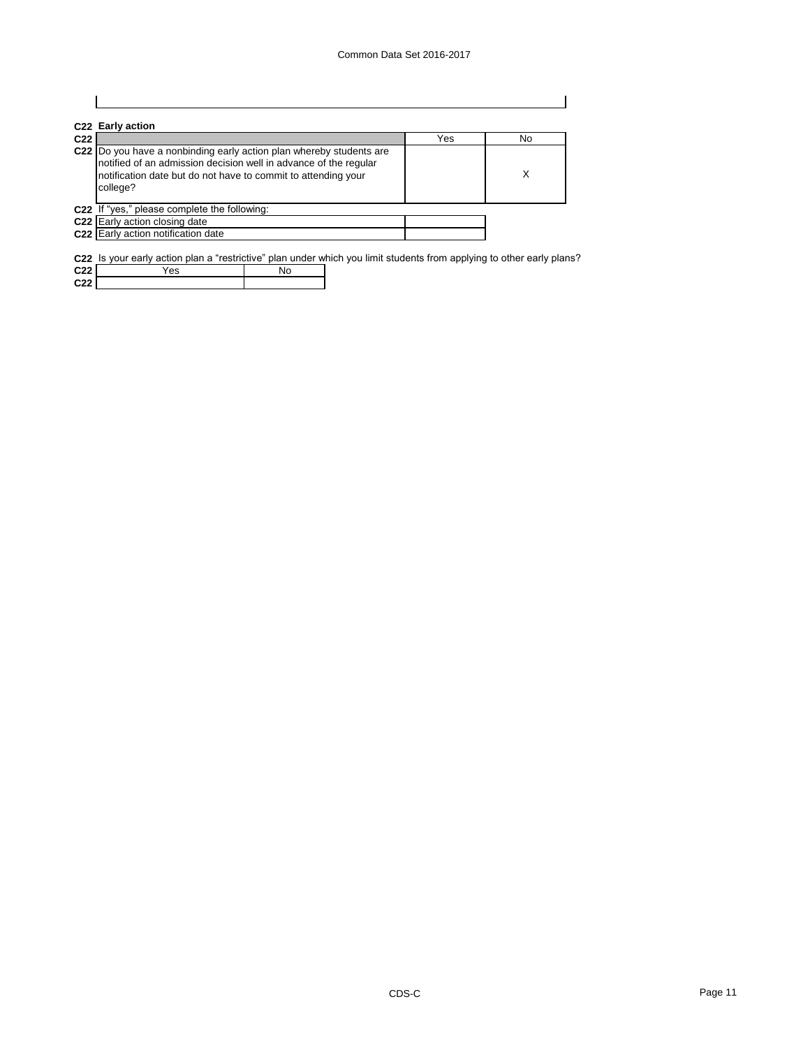**C22 Early action**

| C22 | | Yes | No |
|---|---|---|---|
| C22 | Do you have a nonbinding early action plan whereby students are notified of an admission decision well in advance of the regular notification date but do not have to commit to attending your college? | | X |

C22 If "yes," please complete the following:

| C22 | | |
|---|---|---|
| C22 | Early action closing date | |
| C22 | Early action notification date | |

C22 Is your early action plan a "restrictive" plan under which you limit students from applying to other early plans?

| C22 | Yes | No |
|---|---|---|
| C22 | | |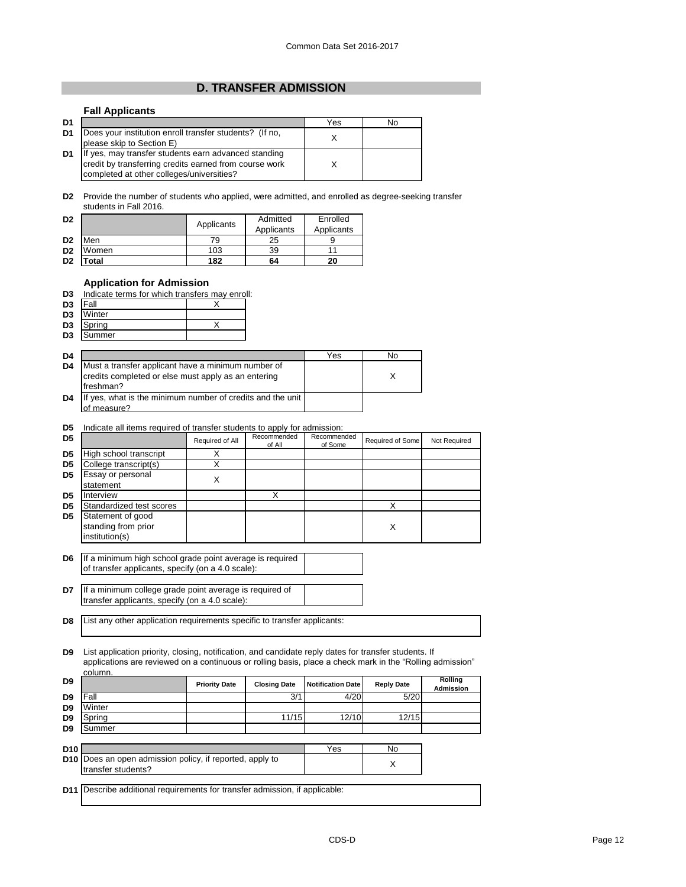## D. TRANSFER ADMISSION

### Fall Applicants

| D1 | | Yes | No |
|---|---|---|---|
| D1 | Does your institution enroll transfer students? (If no, please skip to Section E) | X | |
| D1 | If yes, may transfer students earn advanced standing credit by transferring credits earned from course work completed at other colleges/universities? | X | |

**D2** Provide the number of students who applied, were admitted, and enrolled as degree-seeking transfer students in Fall 2016.

| D2 | | Applicants | Admitted Applicants | Enrolled Applicants |
|---|---|---|---|---|
| D2 | Men | 79 | 25 | 9 |
| D2 | Women | 103 | 39 | 11 |
| D2 | **Total** | **182** | **64** | **20** |

### Application for Admission

**D3** Indicate terms for which transfers may enroll:

| D3 | Term | |
|---|---|---|
| D3 | Fall | X |
| D3 | Winter | |
| D3 | Spring | X |
| D3 | Summer | |

| D4 | | Yes | No |
|---|---|---|---|
| D4 | Must a transfer applicant have a minimum number of credits completed or else must apply as an entering freshman? | | X |
| D4 | If yes, what is the minimum number of credits and the unit of measure? | | |

**D5** Indicate all items required of transfer students to apply for admission:

| D5 | | Required of All | Recommended of All | Recommended of Some | Required of Some | Not Required |
|---|---|---|---|---|---|---|
| D5 | High school transcript | X | | | | |
| D5 | College transcript(s) | X | | | | |
| D5 | Essay or personal statement | X | | | | |
| D5 | Interview | | X | | | |
| D5 | Standardized test scores | | | | X | |
| D5 | Statement of good standing from prior institution(s) | | | | X | |

**D6** If a minimum high school grade point average is required of transfer applicants, specify (on a 4.0 scale):

**D7** If a minimum college grade point average is required of transfer applicants, specify (on a 4.0 scale):

**D8** List any other application requirements specific to transfer applicants:

**D9** List application priority, closing, notification, and candidate reply dates for transfer students. If applications are reviewed on a continuous or rolling basis, place a check mark in the "Rolling admission" column.

| D9 | | Priority Date | Closing Date | Notification Date | Reply Date | Rolling Admission |
|---|---|---|---|---|---|---|
| D9 | Fall | | 3/1 | 4/20 | 5/20 | |
| D9 | Winter | | | | | |
| D9 | Spring | | 11/15 | 12/10 | 12/15 | |
| D9 | Summer | | | | | |

| D10 | | Yes | No |
|---|---|---|---|
| D10 | Does an open admission policy, if reported, apply to transfer students? | | X |

**D11** Describe additional requirements for transfer admission, if applicable: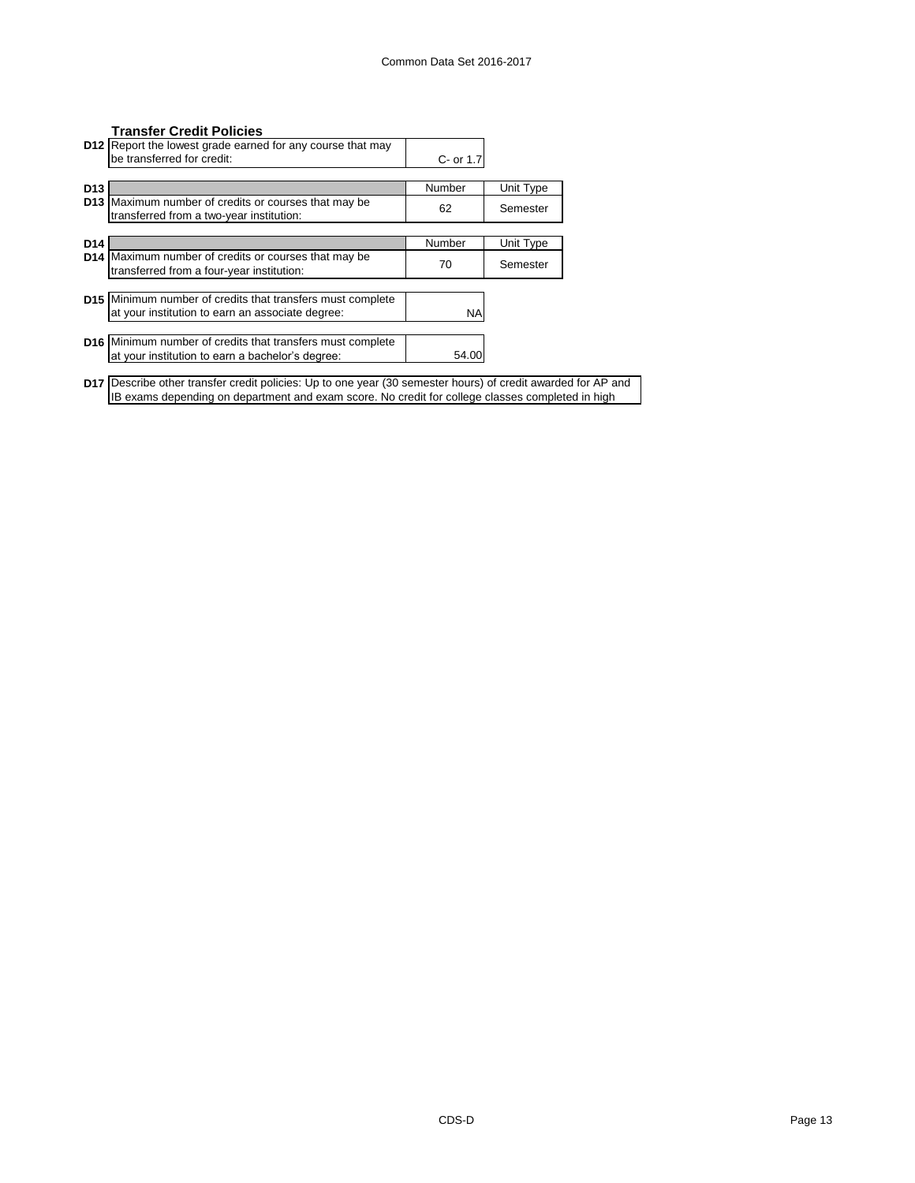### Transfer Credit Policies

| | | | |
|---|---|---|---|
| **D12** | Report the lowest grade earned for any course that may be transferred for credit: | C- or 1.7 | |
| **D13** | | Number | Unit Type |
| **D13** | Maximum number of credits or courses that may be transferred from a two-year institution: | 62 | Semester |
| **D14** | | Number | Unit Type |
| **D14** | Maximum number of credits or courses that may be transferred from a four-year institution: | 70 | Semester |
| **D15** | Minimum number of credits that transfers must complete at your institution to earn an associate degree: | NA | |
| **D16** | Minimum number of credits that transfers must complete at your institution to earn a bachelor's degree: | 54.00 | |

**D17** Describe other transfer credit policies: Up to one year (30 semester hours) of credit awarded for AP and IB exams depending on department and exam score. No credit for college classes completed in high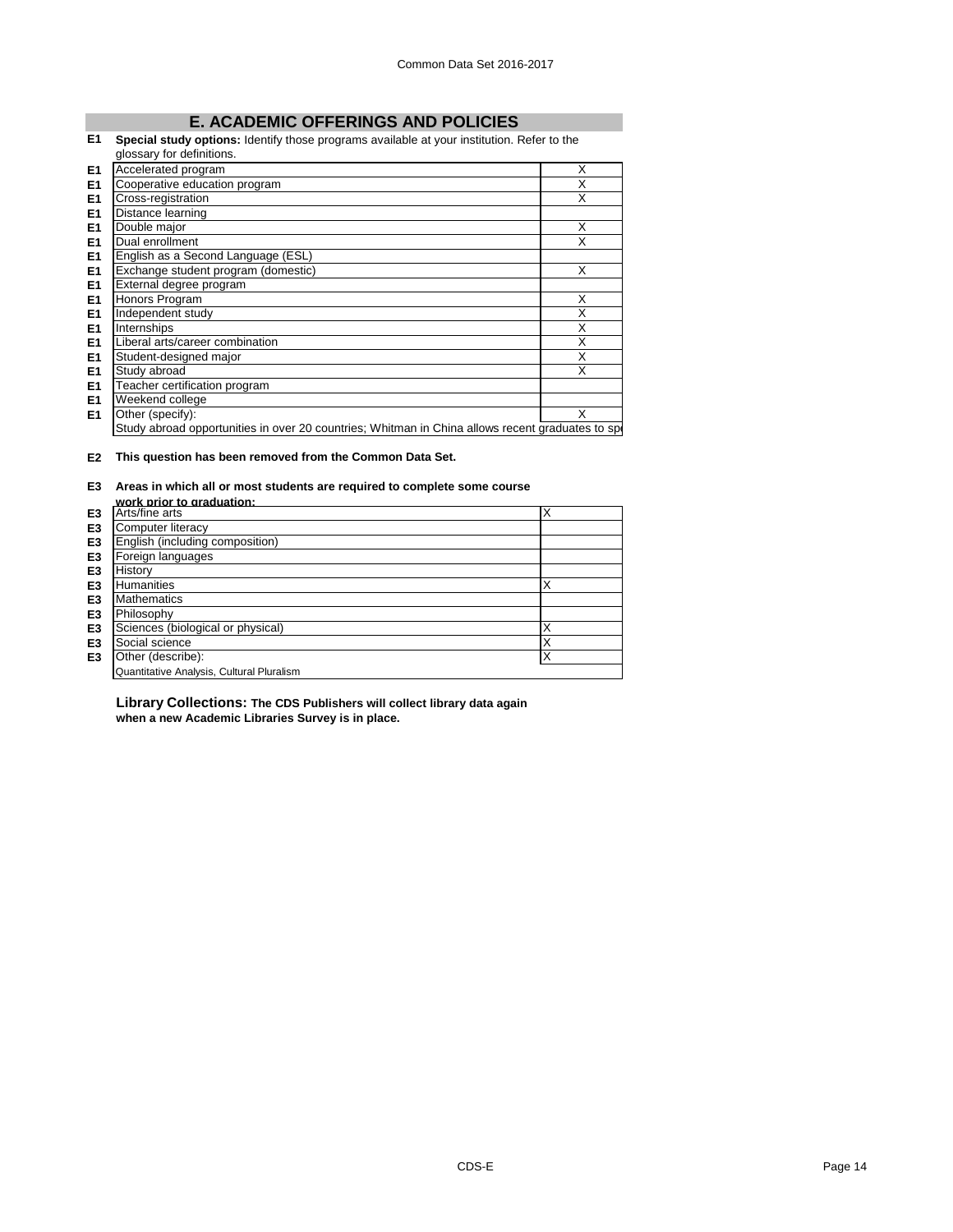## E. ACADEMIC OFFERINGS AND POLICIES

**E1 Special study options:** Identify those programs available at your institution. Refer to the glossary for definitions.

| | | |
|---|---|---|
| E1 | Accelerated program | X |
| E1 | Cooperative education program | X |
| E1 | Cross-registration | X |
| E1 | Distance learning | |
| E1 | Double major | X |
| E1 | Dual enrollment | X |
| E1 | English as a Second Language (ESL) | |
| E1 | Exchange student program (domestic) | X |
| E1 | External degree program | |
| E1 | Honors Program | X |
| E1 | Independent study | X |
| E1 | Internships | X |
| E1 | Liberal arts/career combination | X |
| E1 | Student-designed major | X |
| E1 | Study abroad | X |
| E1 | Teacher certification program | |
| E1 | Weekend college | |
| E1 | Other (specify): | X |
| | Study abroad opportunities in over 20 countries; Whitman in China allows recent graduates to sp | |

**E2 This question has been removed from the Common Data Set.**

**E3 Areas in which all or most students are required to complete some course work prior to graduation:**

| | | |
|---|---|---|
| E3 | Arts/fine arts | X |
| E3 | Computer literacy | |
| E3 | English (including composition) | |
| E3 | Foreign languages | |
| E3 | History | |
| E3 | Humanities | X |
| E3 | Mathematics | |
| E3 | Philosophy | |
| E3 | Sciences (biological or physical) | X |
| E3 | Social science | X |
| E3 | Other (describe): | X |
| | Quantitative Analysis, Cultural Pluralism | |

**Library Collections: The CDS Publishers will collect library data again when a new Academic Libraries Survey is in place.**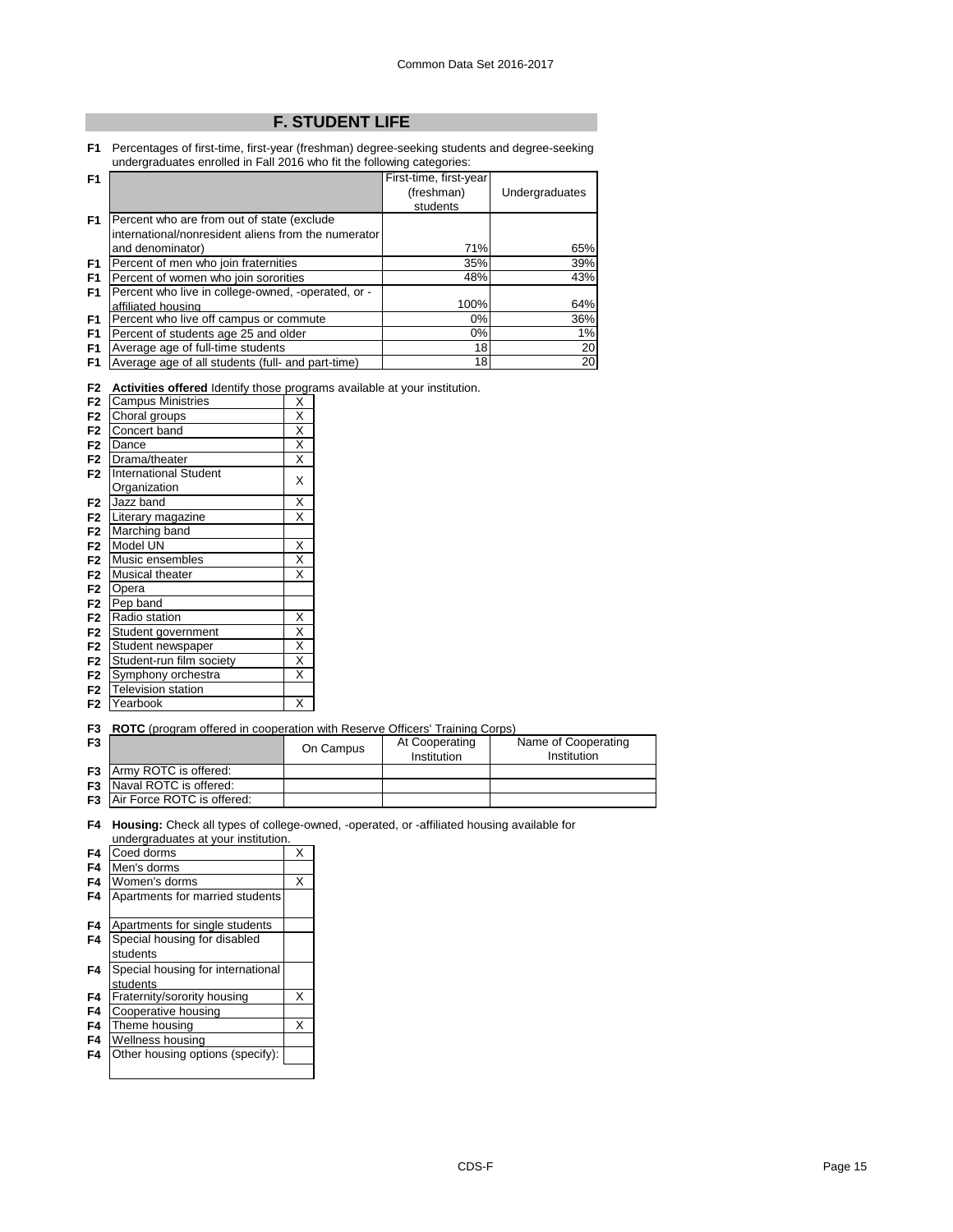## F. STUDENT LIFE

**F1** Percentages of first-time, first-year (freshman) degree-seeking students and degree-seeking undergraduates enrolled in Fall 2016 who fit the following categories:

| | First-time, first-year (freshman) students | Undergraduates |
|---|---|---|
| Percent who are from out of state (exclude international/nonresident aliens from the numerator and denominator) | 71% | 65% |
| Percent of men who join fraternities | 35% | 39% |
| Percent of women who join sororities | 48% | 43% |
| Percent who live in college-owned, -operated, or -affiliated housing | 100% | 64% |
| Percent who live off campus or commute | 0% | 36% |
| Percent of students age 25 and older | 0% | 1% |
| Average age of full-time students | 18 | 20 |
| Average age of all students (full- and part-time) | 18 | 20 |

**F2 Activities offered** Identify those programs available at your institution.

| Activity | |
|---|---|
| Campus Ministries | X |
| Choral groups | X |
| Concert band | X |
| Dance | X |
| Drama/theater | X |
| International Student Organization | X |
| Jazz band | X |
| Literary magazine | X |
| Marching band | |
| Model UN | X |
| Music ensembles | X |
| Musical theater | X |
| Opera | |
| Pep band | |
| Radio station | X |
| Student government | X |
| Student newspaper | X |
| Student-run film society | X |
| Symphony orchestra | X |
| Television station | |
| Yearbook | X |

**F3 ROTC** (program offered in cooperation with Reserve Officers' Training Corps)

| | On Campus | At Cooperating Institution | Name of Cooperating Institution |
|---|---|---|---|
| Army ROTC is offered: | | | |
| Naval ROTC is offered: | | | |
| Air Force ROTC is offered: | | | |

**F4 Housing:** Check all types of college-owned, -operated, or -affiliated housing available for undergraduates at your institution.

| Housing type | |
|---|---|
| Coed dorms | X |
| Men's dorms | |
| Women's dorms | X |
| Apartments for married students | |
| Apartments for single students | |
| Special housing for disabled students | |
| Special housing for international students | |
| Fraternity/sorority housing | X |
| Cooperative housing | |
| Theme housing | X |
| Wellness housing | |
| Other housing options (specify): | |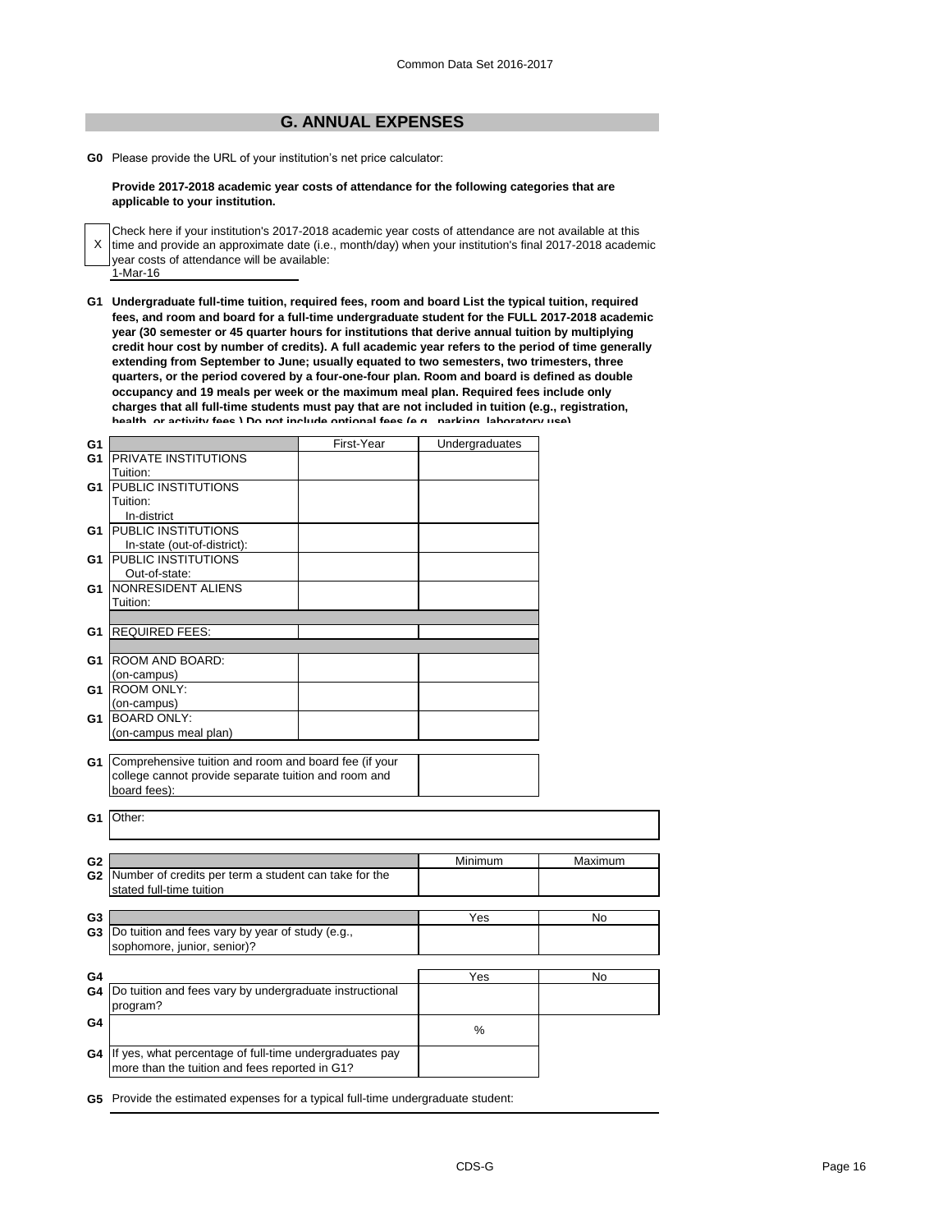## G. ANNUAL EXPENSES

**G0** Please provide the URL of your institution's net price calculator:

**Provide 2017-2018 academic year costs of attendance for the following categories that are applicable to your institution.**

X Check here if your institution's 2017-2018 academic year costs of attendance are not available at this time and provide an approximate date (i.e., month/day) when your institution's final 2017-2018 academic year costs of attendance will be available:
1-Mar-16

**G1 Undergraduate full-time tuition, required fees, room and board List the typical tuition, required fees, and room and board for a full-time undergraduate student for the FULL 2017-2018 academic year (30 semester or 45 quarter hours for institutions that derive annual tuition by multiplying credit hour cost by number of credits). A full academic year refers to the period of time generally extending from September to June; usually equated to two semesters, two trimesters, three quarters, or the period covered by a four-one-four plan. Room and board is defined as double occupancy and 19 meals per week or the maximum meal plan. Required fees include only charges that all full-time students must pay that are not included in tuition (e.g., registration, health, or activity fees.) Do not include optional fees (e.g., parking, laboratory use).**

| G1 | | First-Year | Undergraduates |
|---|---|---|---|
| G1 | PRIVATE INSTITUTIONS Tuition: | | |
| G1 | PUBLIC INSTITUTIONS Tuition: In-district | | |
| G1 | PUBLIC INSTITUTIONS In-state (out-of-district): | | |
| G1 | PUBLIC INSTITUTIONS Out-of-state: | | |
| G1 | NONRESIDENT ALIENS Tuition: | | |
| G1 | REQUIRED FEES: | | |
| G1 | ROOM AND BOARD: (on-campus) | | |
| G1 | ROOM ONLY: (on-campus) | | |
| G1 | BOARD ONLY: (on-campus meal plan) | | |

| G1 | Comprehensive tuition and room and board fee (if your college cannot provide separate tuition and room and board fees): | |
|---|---|---|

| G1 | Other: |
|---|---|

| G2 | | Minimum | Maximum |
|---|---|---|---|
| G2 | Number of credits per term a student can take for the stated full-time tuition | | |

| G3 | | Yes | No |
|---|---|---|---|
| G3 | Do tuition and fees vary by year of study (e.g., sophomore, junior, senior)? | | |

| G4 | | Yes | No |
|---|---|---|---|
| G4 | Do tuition and fees vary by undergraduate instructional program? | | |
| G4 | | % | |
| G4 | If yes, what percentage of full-time undergraduates pay more than the tuition and fees reported in G1? | | |

**G5** Provide the estimated expenses for a typical full-time undergraduate student: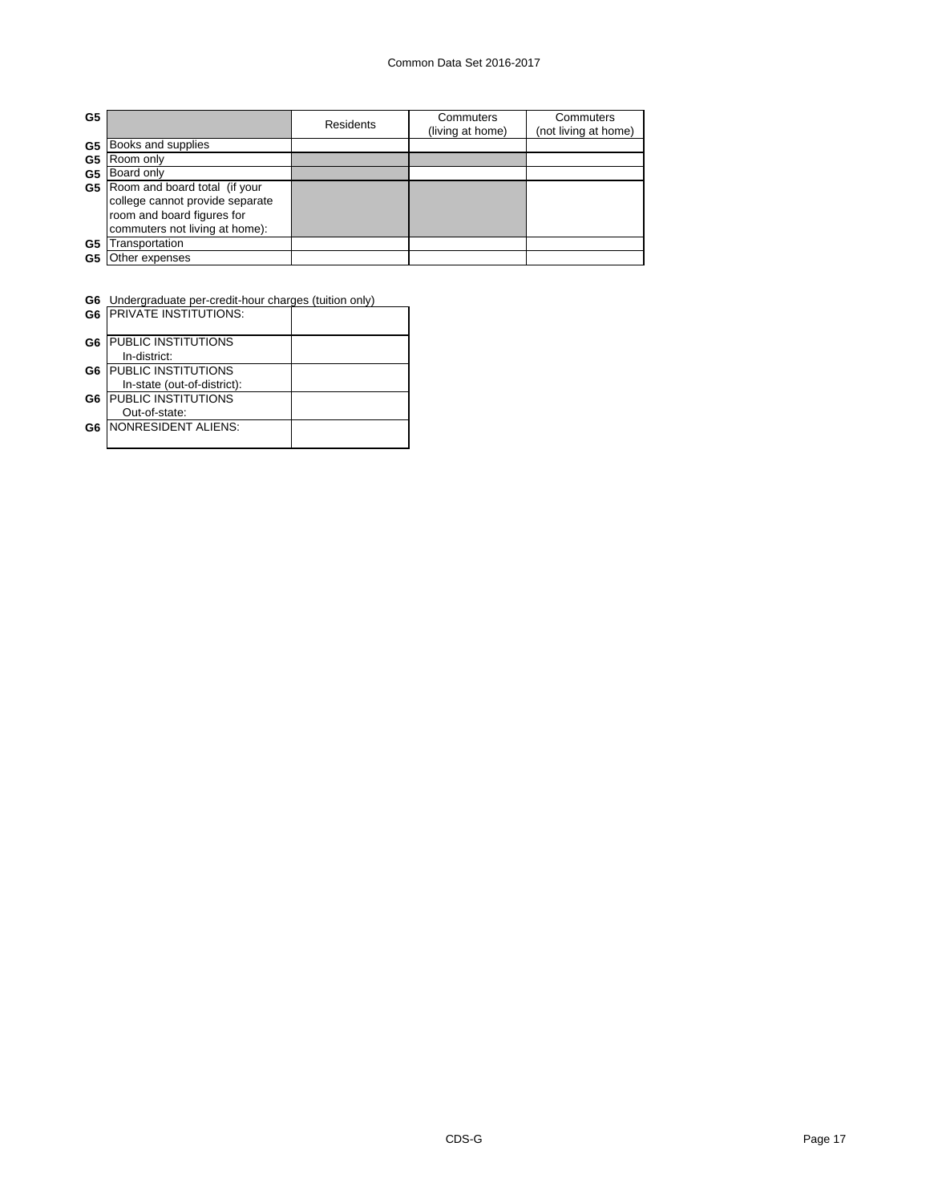| G5 | | Residents | Commuters (living at home) | Commuters (not living at home) |
|---|---|---|---|---|
| G5 | Books and supplies | | | |
| G5 | Room only | | | |
| G5 | Board only | | | |
| G5 | Room and board total (if your college cannot provide separate room and board figures for commuters not living at home): | | | |
| G5 | Transportation | | | |
| G5 | Other expenses | | | |

**G6** Undergraduate per-credit-hour charges (tuition only)

| | | |
|---|---|---|
| G6 | PRIVATE INSTITUTIONS: | |
| G6 | PUBLIC INSTITUTIONS In-district: | |
| G6 | PUBLIC INSTITUTIONS In-state (out-of-district): | |
| G6 | PUBLIC INSTITUTIONS Out-of-state: | |
| G6 | NONRESIDENT ALIENS: | |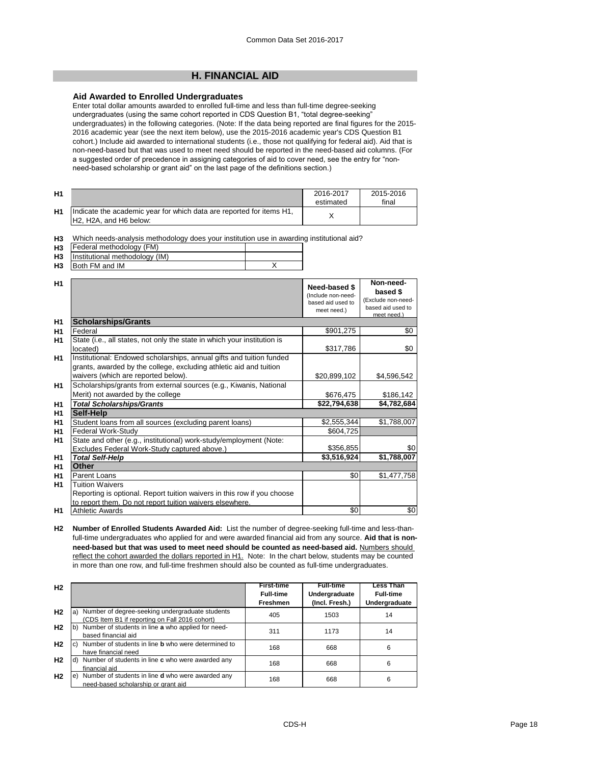## H. FINANCIAL AID

### Aid Awarded to Enrolled Undergraduates

Enter total dollar amounts awarded to enrolled full-time and less than full-time degree-seeking undergraduates (using the same cohort reported in CDS Question B1, "total degree-seeking" undergraduates) in the following categories. (Note: If the data being reported are final figures for the 2015-2016 academic year (see the next item below), use the 2015-2016 academic year's CDS Question B1 cohort.) Include aid awarded to international students (i.e., those not qualifying for federal aid). Aid that is non-need-based but that was used to meet need should be reported in the need-based aid columns. (For a suggested order of precedence in assigning categories of aid to cover need, see the entry for "non-need-based scholarship or grant aid" on the last page of the definitions section.)

| | | 2016-2017 estimated | 2015-2016 final |
|---|---|---|---|
| H1 | Indicate the academic year for which data are reported for items H1, H2, H2A, and H6 below: | X | |

**H3** Which needs-analysis methodology does your institution use in awarding institutional aid?

| | | |
|---|---|---|
| H3 | Federal methodology (FM) | |
| H3 | Institutional methodology (IM) | |
| H3 | Both FM and IM | X |

| | | Need-based $ (Include non-need-based aid used to meet need.) | Non-need-based $ (Exclude non-need-based aid used to meet need.) |
|---|---|---|---|
| H1 | **Scholarships/Grants** | | |
| H1 | Federal | $901,275 | $0 |
| H1 | State (i.e., all states, not only the state in which your institution is located) | $317,786 | $0 |
| H1 | Institutional: Endowed scholarships, annual gifts and tuition funded grants, awarded by the college, excluding athletic aid and tuition waivers (which are reported below). | $20,899,102 | $4,596,542 |
| H1 | Scholarships/grants from external sources (e.g., Kiwanis, National Merit) not awarded by the college | $676,475 | $186,142 |
| H1 | ***Total Scholarships/Grants*** | **$22,794,638** | **$4,782,684** |
| H1 | **Self-Help** | | |
| H1 | Student loans from all sources (excluding parent loans) | $2,555,344 | $1,788,007 |
| H1 | Federal Work-Study | $604,725 | |
| H1 | State and other (e.g., institutional) work-study/employment (Note: Excludes Federal Work-Study captured above.) | $356,855 | $0 |
| H1 | ***Total Self-Help*** | **$3,516,924** | **$1,788,007** |
| H1 | **Other** | | |
| H1 | Parent Loans | $0 | $1,477,758 |
| H1 | Tuition Waivers<br>Reporting is optional. Report tuition waivers in this row if you choose to report them. Do not report tuition waivers elsewhere. | | |
| H1 | Athletic Awards | $0 | $0 |

**H2 Number of Enrolled Students Awarded Aid:** List the number of degree-seeking full-time and less-than-full-time undergraduates who applied for and were awarded financial aid from any source. **Aid that is non-need-based but that was used to meet need should be counted as need-based aid.** Numbers should reflect the cohort awarded the dollars reported in H1. Note: In the chart below, students may be counted in more than one row, and full-time freshmen should also be counted as full-time undergraduates.

| | | First-time Full-time Freshmen | Full-time Undergraduate (Incl. Fresh.) | Less Than Full-time Undergraduate |
|---|---|---|---|---|
| H2 | a) Number of degree-seeking undergraduate students (CDS Item B1 if reporting on Fall 2016 cohort) | 405 | 1503 | 14 |
| H2 | b) Number of students in line **a** who applied for need-based financial aid | 311 | 1173 | 14 |
| H2 | c) Number of students in line **b** who were determined to have financial need | 168 | 668 | 6 |
| H2 | d) Number of students in line **c** who were awarded any financial aid | 168 | 668 | 6 |
| H2 | e) Number of students in line **d** who were awarded any need-based scholarship or grant aid | 168 | 668 | 6 |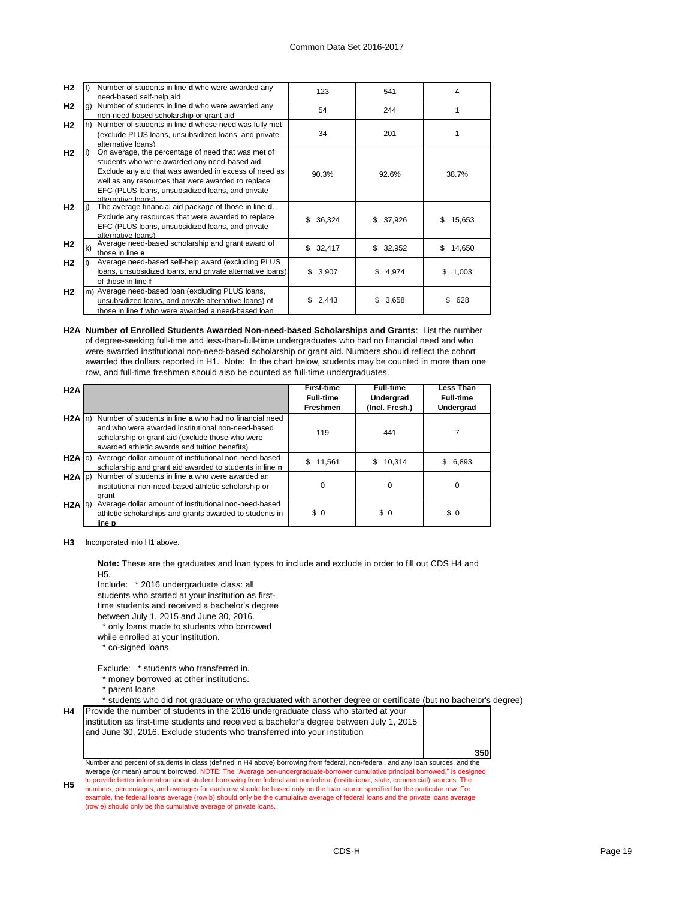| | | | | | |
|---|---|---|---|---|---|
| H2 | f) | Number of students in line **d** who were awarded any need-based self-help aid | 123 | 541 | 4 |
| H2 | g) | Number of students in line **d** who were awarded any non-need-based scholarship or grant aid | 54 | 244 | 1 |
| H2 | h) | Number of students in line **d** whose need was fully met (exclude PLUS loans, unsubsidized loans, and private alternative loans) | 34 | 201 | 1 |
| H2 | i) | On average, the percentage of need that was met of students who were awarded any need-based aid. Exclude any aid that was awarded in excess of need as well as any resources that were awarded to replace EFC (PLUS loans, unsubsidized loans, and private alternative loans) | 90.3% | 92.6% | 38.7% |
| H2 | j) | The average financial aid package of those in line **d**. Exclude any resources that were awarded to replace EFC (PLUS loans, unsubsidized loans, and private alternative loans) | $ 36,324 | $ 37,926 | $ 15,653 |
| H2 | k) | Average need-based scholarship and grant award of those in line **e** | $ 32,417 | $ 32,952 | $ 14,650 |
| H2 | l) | Average need-based self-help award (excluding PLUS loans, unsubsidized loans, and private alternative loans) of those in line **f** | $ 3,907 | $ 4,974 | $ 1,003 |
| H2 | m) | Average need-based loan (excluding PLUS loans, unsubsidized loans, and private alternative loans) of those in line **f** who were awarded a need-based loan | $ 2,443 | $ 3,658 | $ 628 |

**H2A Number of Enrolled Students Awarded Non-need-based Scholarships and Grants**: List the number of degree-seeking full-time and less-than-full-time undergraduates who had no financial need and who were awarded institutional non-need-based scholarship or grant aid. Numbers should reflect the cohort awarded the dollars reported in H1. Note: In the chart below, students may be counted in more than one row, and full-time freshmen should also be counted as full-time undergraduates.

| H2A | | | First-time Full-time Freshmen | Full-time Undergrad (Incl. Fresh.) | Less Than Full-time Undergrad |
|---|---|---|---|---|---|
| H2A | n) | Number of students in line **a** who had no financial need and who were awarded institutional non-need-based scholarship or grant aid (exclude those who were awarded athletic awards and tuition benefits) | 119 | 441 | 7 |
| H2A | o) | Average dollar amount of institutional non-need-based scholarship and grant aid awarded to students in line **n** | $ 11,561 | $ 10,314 | $ 6,893 |
| H2A | p) | Number of students in line **a** who were awarded an institutional non-need-based athletic scholarship or grant | 0 | 0 | 0 |
| H2A | q) | Average dollar amount of institutional non-need-based athletic scholarships and grants awarded to students in line **p** | $ 0 | $ 0 | $ 0 |

**H3** Incorporated into H1 above.

**Note:** These are the graduates and loan types to include and exclude in order to fill out CDS H4 and H5.

Include: * 2016 undergraduate class: all students who started at your institution as first-time students and received a bachelor's degree between July 1, 2015 and June 30, 2016.
* only loans made to students who borrowed while enrolled at your institution.
* co-signed loans.

Exclude: * students who transferred in.
* money borrowed at other institutions.
* parent loans
* students who did not graduate or who graduated with another degree or certificate (but no bachelor's degree)

| | | |
|---|---|---|
| H4 | Provide the number of students in the 2016 undergraduate class who started at your institution as first-time students and received a bachelor's degree between July 1, 2015 and June 30, 2016. Exclude students who transferred into your institution | 350 |

**H5** Number and percent of students in class (defined in H4 above) borrowing from federal, non-federal, and any loan sources, and the average (or mean) amount borrowed. NOTE: The "Average per-undergraduate-borrower cumulative principal borrowed," is designed to provide better information about student borrowing from federal and nonfederal (institutional, state, commercial) sources. The numbers, percentages, and averages for each row should be based only on the loan source specified for the particular row. For example, the federal loans average (row b) should only be the cumulative average of federal loans and the private loans average (row e) should only be the cumulative average of private loans.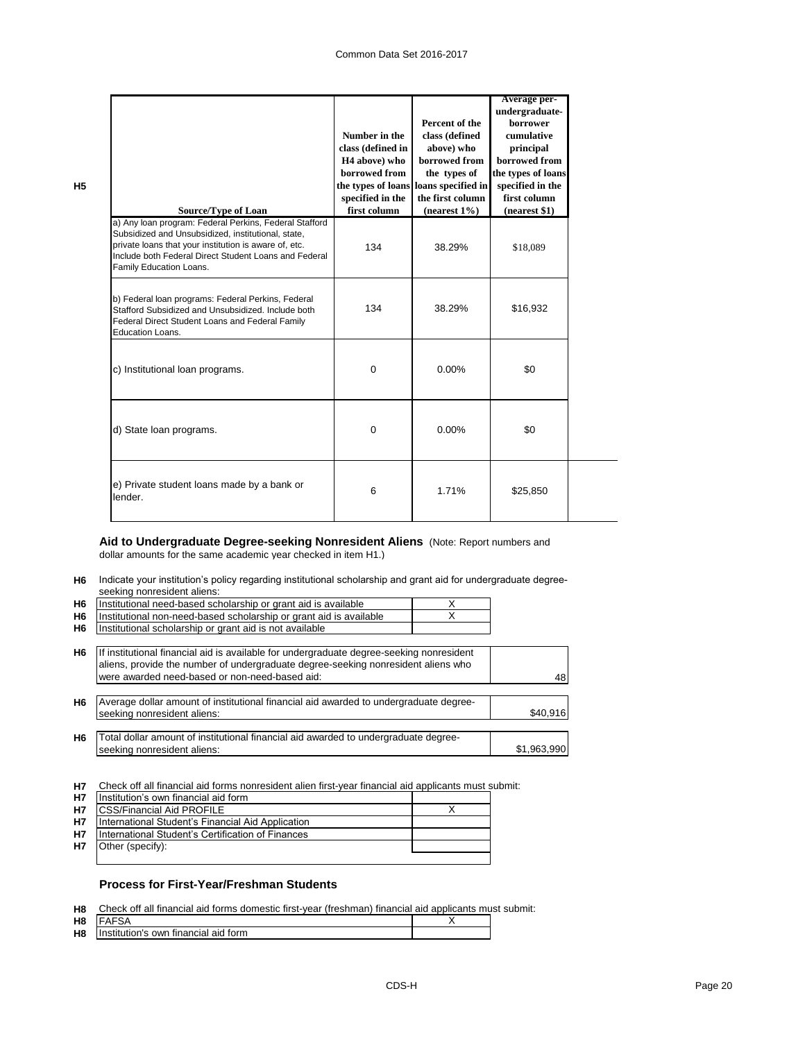**H5**

| Source/Type of Loan | Number in the class (defined in H4 above) who borrowed from the types of loans specified in the first column | Percent of the class (defined above) who borrowed from the types of loans specified in the first column (nearest 1%) | Average per-undergraduate-borrower cumulative principal borrowed from the types of loans specified in the first column (nearest $1) |
|---|---|---|---|
| a) Any loan program: Federal Perkins, Federal Stafford Subsidized and Unsubsidized, institutional, state, private loans that your institution is aware of, etc. Include both Federal Direct Student Loans and Federal Family Education Loans. | 134 | 38.29% | $18,089 |
| b) Federal loan programs: Federal Perkins, Federal Stafford Subsidized and Unsubsidized. Include both Federal Direct Student Loans and Federal Family Education Loans. | 134 | 38.29% | $16,932 |
| c) Institutional loan programs. | 0 | 0.00% | $0 |
| d) State loan programs. | 0 | 0.00% | $0 |
| e) Private student loans made by a bank or lender. | 6 | 1.71% | $25,850 |

### Aid to Undergraduate Degree-seeking Nonresident Aliens

(Note: Report numbers and dollar amounts for the same academic year checked in item H1.)

**H6** Indicate your institution's policy regarding institutional scholarship and grant aid for undergraduate degree-seeking nonresident aliens:

| | | |
|---|---|---|
| H6 | Institutional need-based scholarship or grant aid is available | X |
| H6 | Institutional non-need-based scholarship or grant aid is available | X |
| H6 | Institutional scholarship or grant aid is not available | |

| | | |
|---|---|---|
| H6 | If institutional financial aid is available for undergraduate degree-seeking nonresident aliens, provide the number of undergraduate degree-seeking nonresident aliens who were awarded need-based or non-need-based aid: | 48 |
| H6 | Average dollar amount of institutional financial aid awarded to undergraduate degree-seeking nonresident aliens: | $40,916 |
| H6 | Total dollar amount of institutional financial aid awarded to undergraduate degree-seeking nonresident aliens: | $1,963,990 |

**H7** Check off all financial aid forms nonresident alien first-year financial aid applicants must submit:

| | | |
|---|---|---|
| H7 | Institution's own financial aid form | |
| H7 | CSS/Financial Aid PROFILE | X |
| H7 | International Student's Financial Aid Application | |
| H7 | International Student's Certification of Finances | |
| H7 | Other (specify): | |

### Process for First-Year/Freshman Students

**H8** Check off all financial aid forms domestic first-year (freshman) financial aid applicants must submit:

| | | |
|---|---|---|
| H8 | FAFSA | X |
| H8 | Institution's own financial aid form | |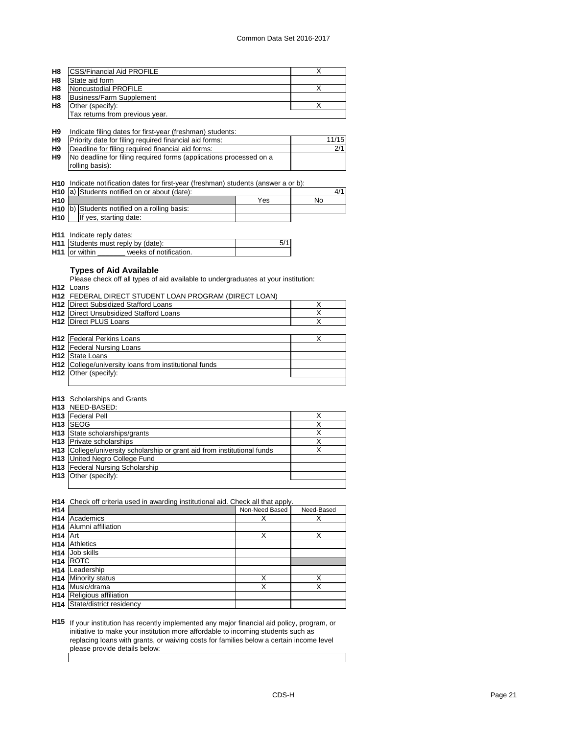| | | |
|---|---|---|
| H8 | CSS/Financial Aid PROFILE | X |
| H8 | State aid form | |
| H8 | Noncustodial PROFILE | X |
| H8 | Business/Farm Supplement | |
| H8 | Other (specify): | X |
| | Tax returns from previous year. | |

**H9** Indicate filing dates for first-year (freshman) students:

| | | |
|---|---|---|
| H9 | Priority date for filing required financial aid forms: | 11/15 |
| H9 | Deadline for filing required financial aid forms: | 2/1 |
| H9 | No deadline for filing required forms (applications processed on a rolling basis): | |

**H10** Indicate notification dates for first-year (freshman) students (answer a or b):

| | | | |
|---|---|---|---|
| H10 | a) Students notified on or about (date): | | 4/1 |
| H10 | | Yes | No |
| H10 | b) Students notified on a rolling basis: | | |
| H10 | If yes, starting date: | | |

**H11** Indicate reply dates:

| | | |
|---|---|---|
| H11 | Students must reply by (date): | 5/1 |
| H11 | or within _______ weeks of notification. | |

### Types of Aid Available

Please check off all types of aid available to undergraduates at your institution:

**H12** Loans

**H12** FEDERAL DIRECT STUDENT LOAN PROGRAM (DIRECT LOAN)

| | | |
|---|---|---|
| H12 | Direct Subsidized Stafford Loans | X |
| H12 | Direct Unsubsidized Stafford Loans | X |
| H12 | Direct PLUS Loans | X |

| | | |
|---|---|---|
| H12 | Federal Perkins Loans | X |
| H12 | Federal Nursing Loans | |
| H12 | State Loans | |
| H12 | College/university loans from institutional funds | |
| H12 | Other (specify): | |

**H13** Scholarships and Grants

**H13** NEED-BASED:

| | | |
|---|---|---|
| H13 | Federal Pell | X |
| H13 | SEOG | X |
| H13 | State scholarships/grants | X |
| H13 | Private scholarships | X |
| H13 | College/university scholarship or grant aid from institutional funds | X |
| H13 | United Negro College Fund | |
| H13 | Federal Nursing Scholarship | |
| H13 | Other (specify): | |

**H14** Check off criteria used in awarding institutional aid. Check all that apply.

| H14 | | Non-Need Based | Need-Based |
|---|---|---|---|
| H14 | Academics | X | X |
| H14 | Alumni affiliation | | |
| H14 | Art | X | X |
| H14 | Athletics | | |
| H14 | Job skills | | |
| H14 | ROTC | | |
| H14 | Leadership | | |
| H14 | Minority status | X | X |
| H14 | Music/drama | X | X |
| H14 | Religious affiliation | | |
| H14 | State/district residency | | |

**H15** If your institution has recently implemented any major financial aid policy, program, or initiative to make your institution more affordable to incoming students such as replacing loans with grants, or waiving costs for families below a certain income level please provide details below: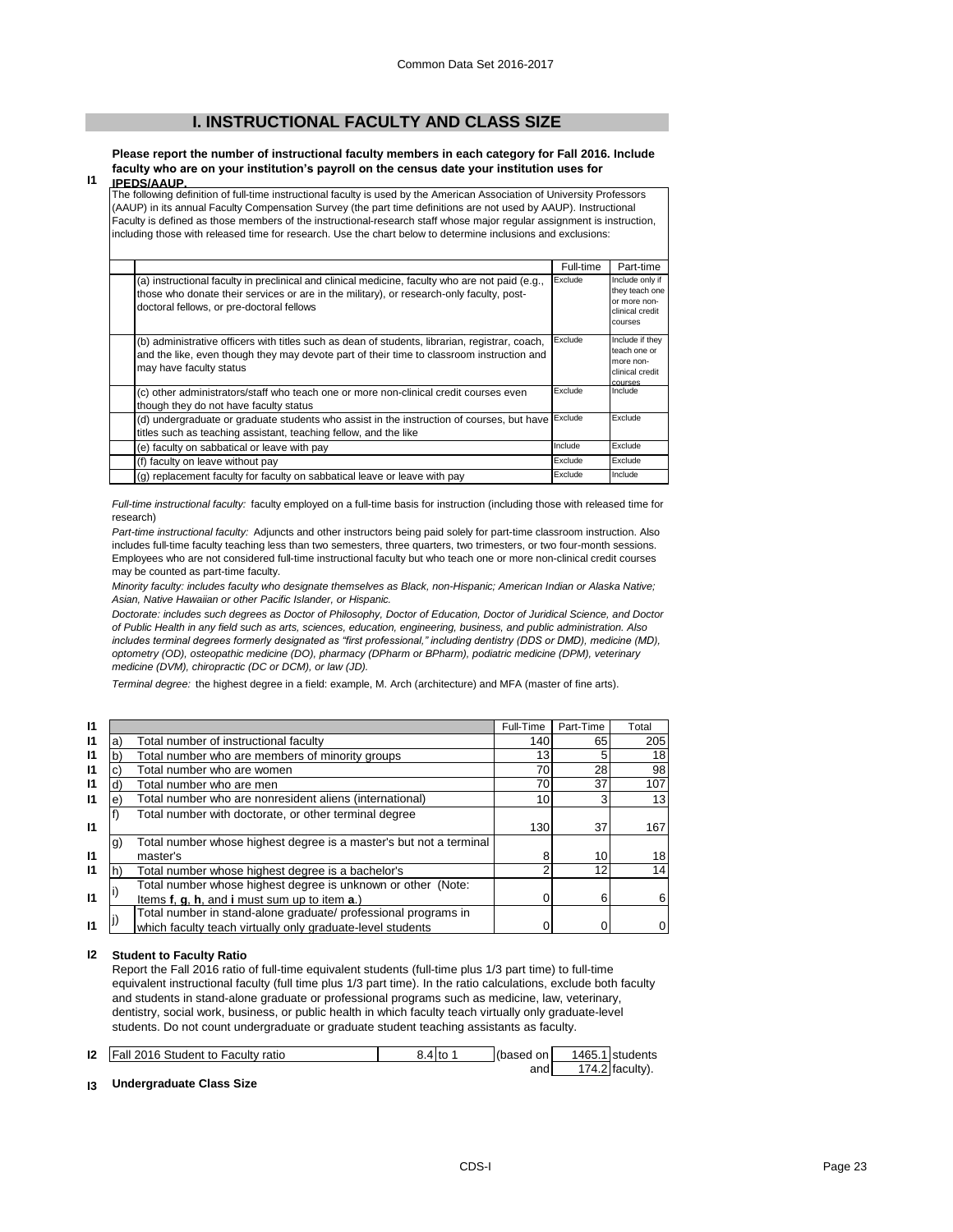## I. INSTRUCTIONAL FACULTY AND CLASS SIZE

**I1** **Please report the number of instructional faculty members in each category for Fall 2016. Include faculty who are on your institution's payroll on the census date your institution uses for IPEDS/AAUP.**

The following definition of full-time instructional faculty is used by the American Association of University Professors (AAUP) in its annual Faculty Compensation Survey (the part time definitions are not used by AAUP). Instructional Faculty is defined as those members of the instructional-research staff whose major regular assignment is instruction, including those with released time for research. Use the chart below to determine inclusions and exclusions:

| | Full-time | Part-time |
|---|---|---|
| (a) instructional faculty in preclinical and clinical medicine, faculty who are not paid (e.g., those who donate their services or are in the military), or research-only faculty, post-doctoral fellows, or pre-doctoral fellows | Exclude | Include only if they teach one or more non-clinical credit courses |
| (b) administrative officers with titles such as dean of students, librarian, registrar, coach, and the like, even though they may devote part of their time to classroom instruction and may have faculty status | Exclude | Include if they teach one or more non-clinical credit courses |
| (c) other administrators/staff who teach one or more non-clinical credit courses even though they do not have faculty status | Exclude | Include |
| (d) undergraduate or graduate students who assist in the instruction of courses, but have titles such as teaching assistant, teaching fellow, and the like | Exclude | Exclude |
| (e) faculty on sabbatical or leave with pay | Include | Exclude |
| (f) faculty on leave without pay | Exclude | Exclude |
| (g) replacement faculty for faculty on sabbatical leave or leave with pay | Exclude | Include |

*Full-time instructional faculty:* faculty employed on a full-time basis for instruction (including those with released time for research)

*Part-time instructional faculty:* Adjuncts and other instructors being paid solely for part-time classroom instruction. Also includes full-time faculty teaching less than two semesters, three quarters, two trimesters, or two four-month sessions. Employees who are not considered full-time instructional faculty but who teach one or more non-clinical credit courses may be counted as part-time faculty.

*Minority faculty: includes faculty who designate themselves as Black, non-Hispanic; American Indian or Alaska Native; Asian, Native Hawaiian or other Pacific Islander, or Hispanic.*

*Doctorate: includes such degrees as Doctor of Philosophy, Doctor of Education, Doctor of Juridical Science, and Doctor of Public Health in any field such as arts, sciences, education, engineering, business, and public administration. Also includes terminal degrees formerly designated as "first professional," including dentistry (DDS or DMD), medicine (MD), optometry (OD), osteopathic medicine (DO), pharmacy (DPharm or BPharm), podiatric medicine (DPM), veterinary medicine (DVM), chiropractic (DC or DCM), or law (JD).*

*Terminal degree:* the highest degree in a field: example, M. Arch (architecture) and MFA (master of fine arts).

| | | | Full-Time | Part-Time | Total |
|---|---|---|---|---|---|
| I1 | a) | Total number of instructional faculty | 140 | 65 | 205 |
| I1 | b) | Total number who are members of minority groups | 13 | 5 | 18 |
| I1 | c) | Total number who are women | 70 | 28 | 98 |
| I1 | d) | Total number who are men | 70 | 37 | 107 |
| I1 | e) | Total number who are nonresident aliens (international) | 10 | 3 | 13 |
| I1 | f) | Total number with doctorate, or other terminal degree | 130 | 37 | 167 |
| I1 | g) | Total number whose highest degree is a master's but not a terminal master's | 8 | 10 | 18 |
| I1 | h) | Total number whose highest degree is a bachelor's | 2 | 12 | 14 |
| I1 | i) | Total number whose highest degree is unknown or other (Note: Items **f**, **g**, **h**, and **i** must sum up to item **a**.) | 0 | 6 | 6 |
| I1 | j) | Total number in stand-alone graduate/ professional programs in which faculty teach virtually only graduate-level students | 0 | 0 | 0 |

**I2** **Student to Faculty Ratio**

Report the Fall 2016 ratio of full-time equivalent students (full-time plus 1/3 part time) to full-time equivalent instructional faculty (full time plus 1/3 part time). In the ratio calculations, exclude both faculty and students in stand-alone graduate or professional programs such as medicine, law, veterinary, dentistry, social work, business, or public health in which faculty teach virtually only graduate-level students. Do not count undergraduate or graduate student teaching assistants as faculty.

| | | | | | |
|---|---|---|---|---|---|
| I2 | Fall 2016 Student to Faculty ratio | 8.4 | to 1 | (based on | 1465.1 students |
| | | | | and | 174.2 faculty). |

**I3** **Undergraduate Class Size**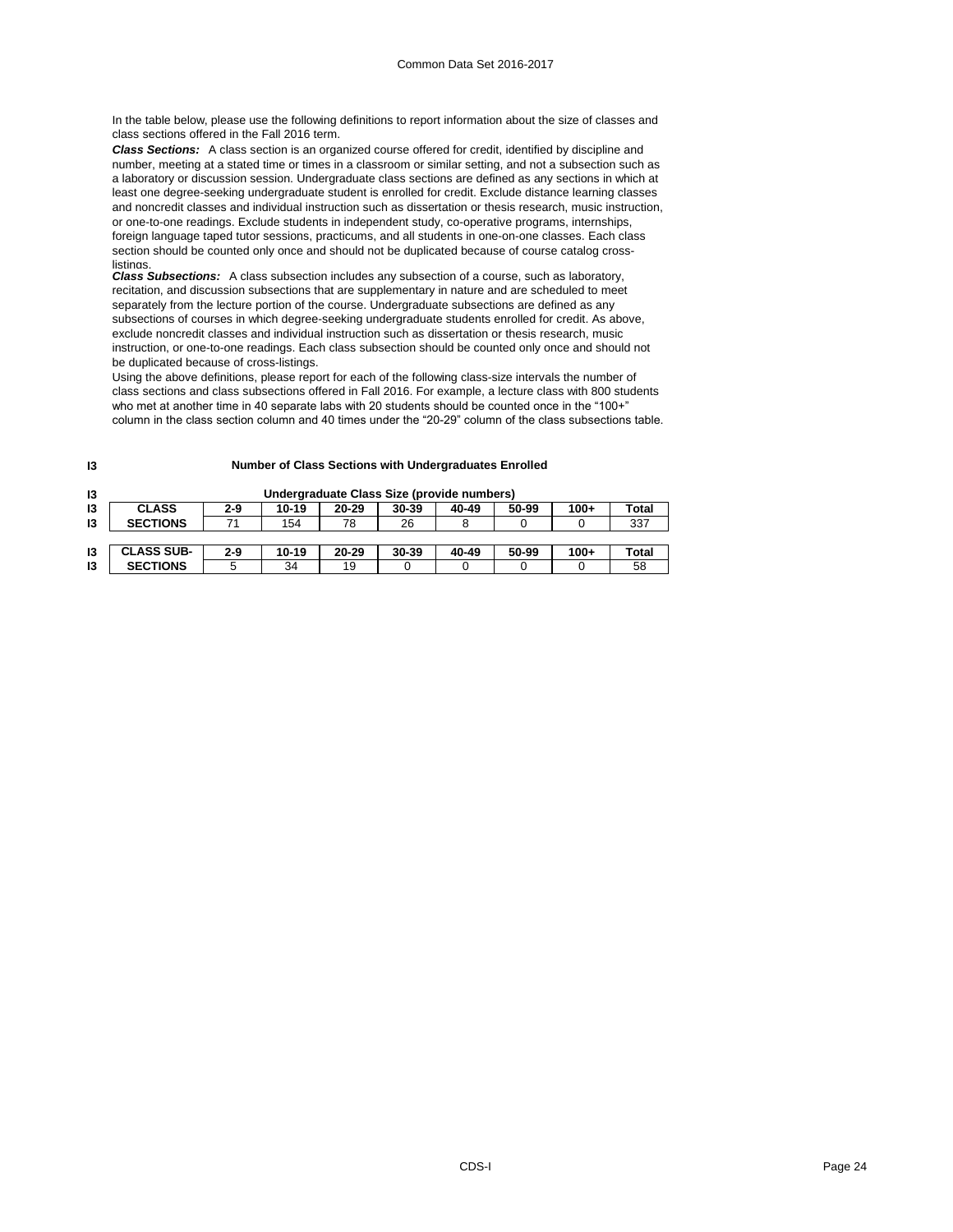In the table below, please use the following definitions to report information about the size of classes and class sections offered in the Fall 2016 term.

***Class Sections:*** A class section is an organized course offered for credit, identified by discipline and number, meeting at a stated time or times in a classroom or similar setting, and not a subsection such as a laboratory or discussion session. Undergraduate class sections are defined as any sections in which at least one degree-seeking undergraduate student is enrolled for credit. Exclude distance learning classes and noncredit classes and individual instruction such as dissertation or thesis research, music instruction, or one-to-one readings. Exclude students in independent study, co-operative programs, internships, foreign language taped tutor sessions, practicums, and all students in one-on-one classes. Each class section should be counted only once and should not be duplicated because of course catalog cross-listings.

***Class Subsections:*** A class subsection includes any subsection of a course, such as laboratory, recitation, and discussion subsections that are supplementary in nature and are scheduled to meet separately from the lecture portion of the course. Undergraduate subsections are defined as any subsections of courses in which degree-seeking undergraduate students enrolled for credit. As above, exclude noncredit classes and individual instruction such as dissertation or thesis research, music instruction, or one-to-one readings. Each class subsection should be counted only once and should not be duplicated because of cross-listings.

Using the above definitions, please report for each of the following class-size intervals the number of class sections and class subsections offered in Fall 2016. For example, a lecture class with 800 students who met at another time in 40 separate labs with 20 students should be counted once in the "100+" column in the class section column and 40 times under the "20-29" column of the class subsections table.

**I3 Number of Class Sections with Undergraduates Enrolled**

**I3 Undergraduate Class Size (provide numbers)**

| | | 2-9 | 10-19 | 20-29 | 30-39 | 40-49 | 50-99 | 100+ | Total |
|---|---|---|---|---|---|---|---|---|---|
| I3 | **CLASS SECTIONS** | 71 | 154 | 78 | 26 | 8 | 0 | 0 | 337 |
| I3 | **CLASS SUB-SECTIONS** | 5 | 34 | 19 | 0 | 0 | 0 | 0 | 58 |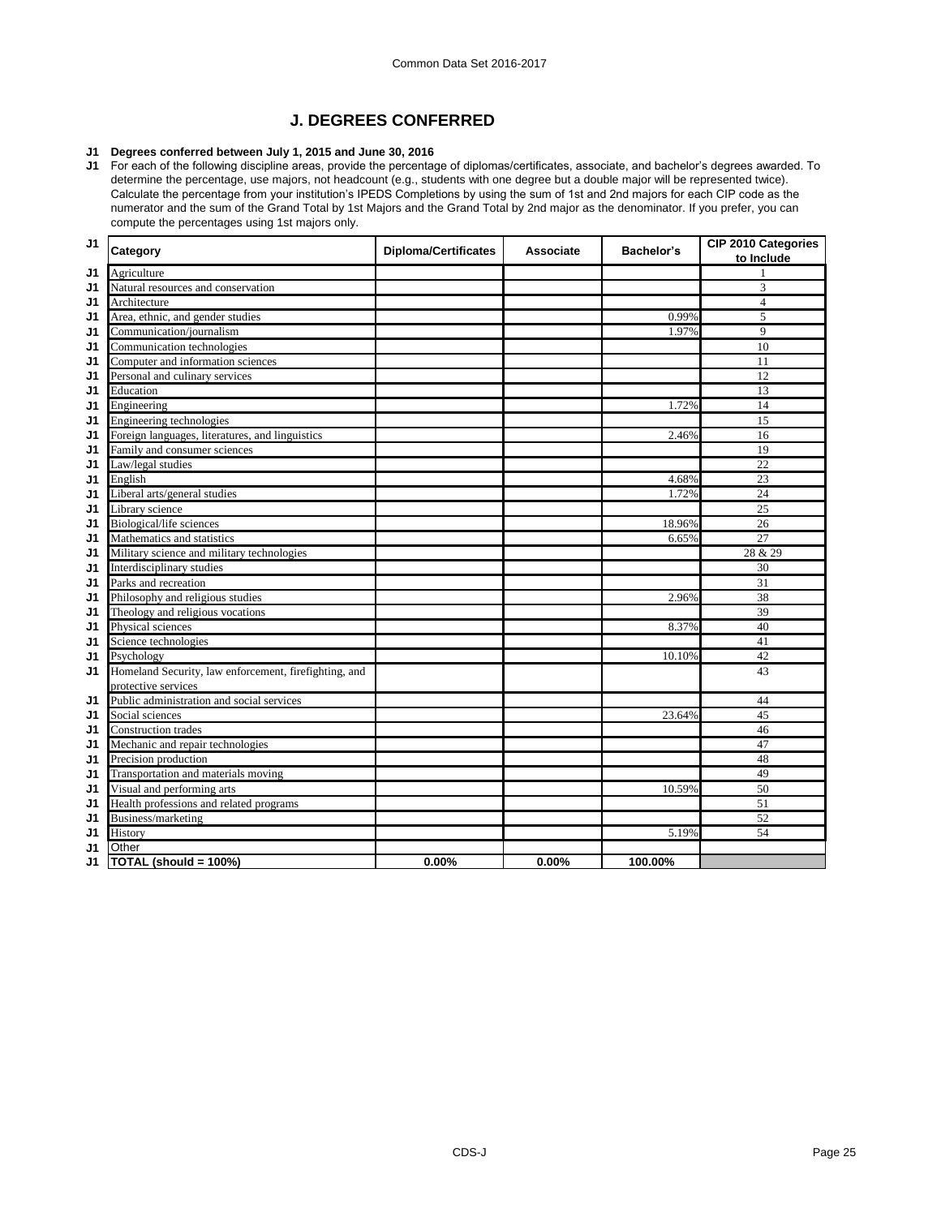## J. DEGREES CONFERRED

**J1 Degrees conferred between July 1, 2015 and June 30, 2016**

J1 For each of the following discipline areas, provide the percentage of diplomas/certificates, associate, and bachelor's degrees awarded. To determine the percentage, use majors, not headcount (e.g., students with one degree but a double major will be represented twice). Calculate the percentage from your institution's IPEDS Completions by using the sum of 1st and 2nd majors for each CIP code as the numerator and the sum of the Grand Total by 1st Majors and the Grand Total by 2nd major as the denominator. If you prefer, you can compute the percentages using 1st majors only.

| J1 | Category | Diploma/Certificates | Associate | Bachelor's | CIP 2010 Categories to Include |
|---|---|---|---|---|---|
| J1 | Agriculture | | | | 1 |
| J1 | Natural resources and conservation | | | | 3 |
| J1 | Architecture | | | | 4 |
| J1 | Area, ethnic, and gender studies | | | 0.99% | 5 |
| J1 | Communication/journalism | | | 1.97% | 9 |
| J1 | Communication technologies | | | | 10 |
| J1 | Computer and information sciences | | | | 11 |
| J1 | Personal and culinary services | | | | 12 |
| J1 | Education | | | | 13 |
| J1 | Engineering | | | 1.72% | 14 |
| J1 | Engineering technologies | | | | 15 |
| J1 | Foreign languages, literatures, and linguistics | | | 2.46% | 16 |
| J1 | Family and consumer sciences | | | | 19 |
| J1 | Law/legal studies | | | | 22 |
| J1 | English | | | 4.68% | 23 |
| J1 | Liberal arts/general studies | | | 1.72% | 24 |
| J1 | Library science | | | | 25 |
| J1 | Biological/life sciences | | | 18.96% | 26 |
| J1 | Mathematics and statistics | | | 6.65% | 27 |
| J1 | Military science and military technologies | | | | 28 & 29 |
| J1 | Interdisciplinary studies | | | | 30 |
| J1 | Parks and recreation | | | | 31 |
| J1 | Philosophy and religious studies | | | 2.96% | 38 |
| J1 | Theology and religious vocations | | | | 39 |
| J1 | Physical sciences | | | 8.37% | 40 |
| J1 | Science technologies | | | | 41 |
| J1 | Psychology | | | 10.10% | 42 |
| J1 | Homeland Security, law enforcement, firefighting, and protective services | | | | 43 |
| J1 | Public administration and social services | | | | 44 |
| J1 | Social sciences | | | 23.64% | 45 |
| J1 | Construction trades | | | | 46 |
| J1 | Mechanic and repair technologies | | | | 47 |
| J1 | Precision production | | | | 48 |
| J1 | Transportation and materials moving | | | | 49 |
| J1 | Visual and performing arts | | | 10.59% | 50 |
| J1 | Health professions and related programs | | | | 51 |
| J1 | Business/marketing | | | | 52 |
| J1 | History | | | 5.19% | 54 |
| J1 | Other | | | | |
| J1 | **TOTAL (should = 100%)** | **0.00%** | **0.00%** | **100.00%** | |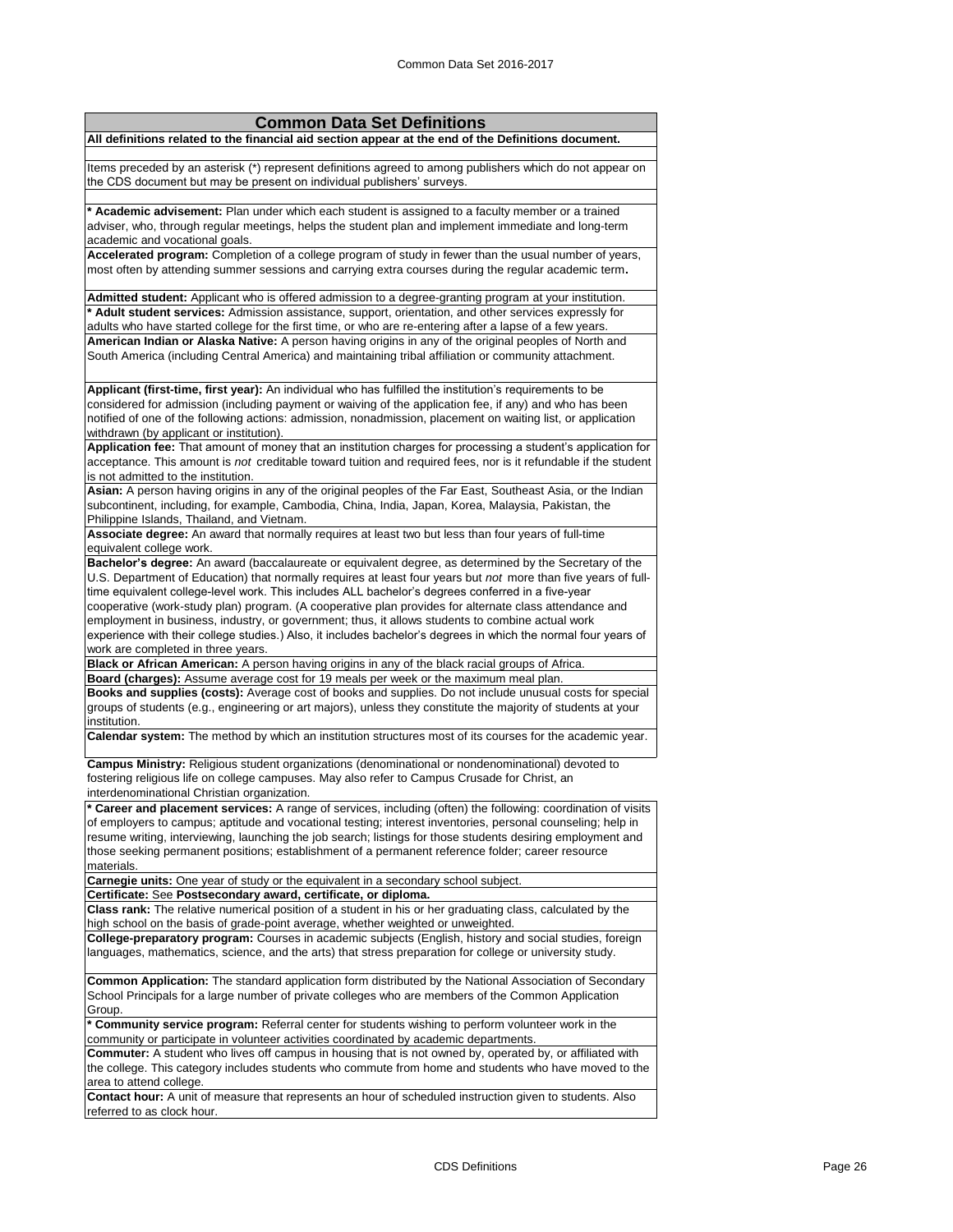## Common Data Set Definitions

**All definitions related to the financial aid section appear at the end of the Definitions document.**

Items preceded by an asterisk (*) represent definitions agreed to among publishers which do not appear on the CDS document but may be present on individual publishers' surveys.

**\* Academic advisement:** Plan under which each student is assigned to a faculty member or a trained adviser, who, through regular meetings, helps the student plan and implement immediate and long-term academic and vocational goals.

**Accelerated program:** Completion of a college program of study in fewer than the usual number of years, most often by attending summer sessions and carrying extra courses during the regular academic term**.**

**Admitted student:** Applicant who is offered admission to a degree-granting program at your institution.

**\* Adult student services:** Admission assistance, support, orientation, and other services expressly for adults who have started college for the first time, or who are re-entering after a lapse of a few years.

**American Indian or Alaska Native:** A person having origins in any of the original peoples of North and South America (including Central America) and maintaining tribal affiliation or community attachment.

**Applicant (first-time, first year):** An individual who has fulfilled the institution's requirements to be considered for admission (including payment or waiving of the application fee, if any) and who has been notified of one of the following actions: admission, nonadmission, placement on waiting list, or application withdrawn (by applicant or institution).

**Application fee:** That amount of money that an institution charges for processing a student's application for acceptance. This amount is *not* creditable toward tuition and required fees, nor is it refundable if the student is not admitted to the institution.

**Asian:** A person having origins in any of the original peoples of the Far East, Southeast Asia, or the Indian subcontinent, including, for example, Cambodia, China, India, Japan, Korea, Malaysia, Pakistan, the Philippine Islands, Thailand, and Vietnam.

**Associate degree:** An award that normally requires at least two but less than four years of full-time equivalent college work.

**Bachelor's degree:** An award (baccalaureate or equivalent degree, as determined by the Secretary of the U.S. Department of Education) that normally requires at least four years but *not* more than five years of full-time equivalent college-level work. This includes ALL bachelor's degrees conferred in a five-year cooperative (work-study plan) program. (A cooperative plan provides for alternate class attendance and employment in business, industry, or government; thus, it allows students to combine actual work experience with their college studies.) Also, it includes bachelor's degrees in which the normal four years of work are completed in three years.

**Black or African American:** A person having origins in any of the black racial groups of Africa.

**Board (charges):** Assume average cost for 19 meals per week or the maximum meal plan.

**Books and supplies (costs):** Average cost of books and supplies. Do not include unusual costs for special groups of students (e.g., engineering or art majors), unless they constitute the majority of students at your institution.

**Calendar system:** The method by which an institution structures most of its courses for the academic year.

**Campus Ministry:** Religious student organizations (denominational or nondenominational) devoted to fostering religious life on college campuses. May also refer to Campus Crusade for Christ, an interdenominational Christian organization.

**\* Career and placement services:** A range of services, including (often) the following: coordination of visits of employers to campus; aptitude and vocational testing; interest inventories, personal counseling; help in resume writing, interviewing, launching the job search; listings for those students desiring employment and those seeking permanent positions; establishment of a permanent reference folder; career resource materials.

**Carnegie units:** One year of study or the equivalent in a secondary school subject.

**Certificate:** See **Postsecondary award, certificate, or diploma.**

**Class rank:** The relative numerical position of a student in his or her graduating class, calculated by the high school on the basis of grade-point average, whether weighted or unweighted.

**College-preparatory program:** Courses in academic subjects (English, history and social studies, foreign languages, mathematics, science, and the arts) that stress preparation for college or university study.

**Common Application:** The standard application form distributed by the National Association of Secondary School Principals for a large number of private colleges who are members of the Common Application Group.

**\* Community service program:** Referral center for students wishing to perform volunteer work in the community or participate in volunteer activities coordinated by academic departments.

**Commuter:** A student who lives off campus in housing that is not owned by, operated by, or affiliated with the college. This category includes students who commute from home and students who have moved to the area to attend college.

**Contact hour:** A unit of measure that represents an hour of scheduled instruction given to students. Also referred to as clock hour.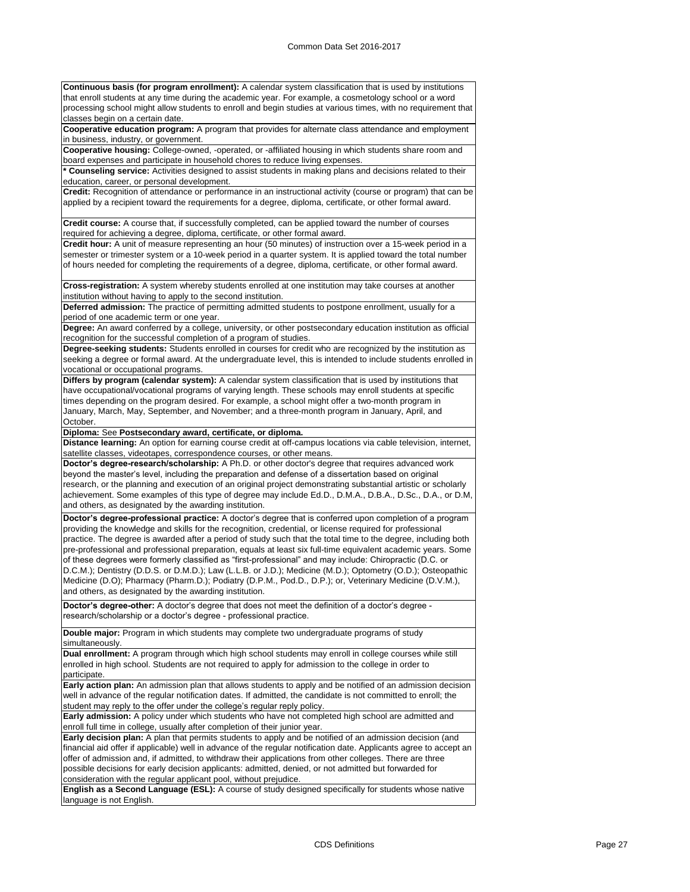**Continuous basis (for program enrollment):** A calendar system classification that is used by institutions that enroll students at any time during the academic year. For example, a cosmetology school or a word processing school might allow students to enroll and begin studies at various times, with no requirement that classes begin on a certain date.

**Cooperative education program:** A program that provides for alternate class attendance and employment in business, industry, or government.

**Cooperative housing:** College-owned, -operated, or -affiliated housing in which students share room and board expenses and participate in household chores to reduce living expenses.

**\* Counseling service:** Activities designed to assist students in making plans and decisions related to their education, career, or personal development.

**Credit:** Recognition of attendance or performance in an instructional activity (course or program) that can be applied by a recipient toward the requirements for a degree, diploma, certificate, or other formal award.

**Credit course:** A course that, if successfully completed, can be applied toward the number of courses required for achieving a degree, diploma, certificate, or other formal award.

**Credit hour:** A unit of measure representing an hour (50 minutes) of instruction over a 15-week period in a semester or trimester system or a 10-week period in a quarter system. It is applied toward the total number of hours needed for completing the requirements of a degree, diploma, certificate, or other formal award.

**Cross-registration:** A system whereby students enrolled at one institution may take courses at another institution without having to apply to the second institution.

**Deferred admission:** The practice of permitting admitted students to postpone enrollment, usually for a period of one academic term or one year.

**Degree:** An award conferred by a college, university, or other postsecondary education institution as official recognition for the successful completion of a program of studies.

**Degree-seeking students:** Students enrolled in courses for credit who are recognized by the institution as seeking a degree or formal award. At the undergraduate level, this is intended to include students enrolled in vocational or occupational programs.

**Differs by program (calendar system):** A calendar system classification that is used by institutions that have occupational/vocational programs of varying length. These schools may enroll students at specific times depending on the program desired. For example, a school might offer a two-month program in January, March, May, September, and November; and a three-month program in January, April, and October.

**Diploma:** See **Postsecondary award, certificate, or diploma.**

**Distance learning:** An option for earning course credit at off-campus locations via cable television, internet, satellite classes, videotapes, correspondence courses, or other means.

**Doctor's degree-research/scholarship:** A Ph.D. or other doctor's degree that requires advanced work beyond the master's level, including the preparation and defense of a dissertation based on original research, or the planning and execution of an original project demonstrating substantial artistic or scholarly achievement. Some examples of this type of degree may include Ed.D., D.M.A., D.B.A., D.Sc., D.A., or D.M, and others, as designated by the awarding institution.

**Doctor's degree-professional practice:** A doctor's degree that is conferred upon completion of a program providing the knowledge and skills for the recognition, credential, or license required for professional practice. The degree is awarded after a period of study such that the total time to the degree, including both pre-professional and professional preparation, equals at least six full-time equivalent academic years. Some of these degrees were formerly classified as "first-professional" and may include: Chiropractic (D.C. or D.C.M.); Dentistry (D.D.S. or D.M.D.); Law (L.L.B. or J.D.); Medicine (M.D.); Optometry (O.D.); Osteopathic Medicine (D.O); Pharmacy (Pharm.D.); Podiatry (D.P.M., Pod.D., D.P.); or, Veterinary Medicine (D.V.M.), and others, as designated by the awarding institution.

**Doctor's degree-other:** A doctor's degree that does not meet the definition of a doctor's degree - research/scholarship or a doctor's degree - professional practice.

**Double major:** Program in which students may complete two undergraduate programs of study simultaneously.

**Dual enrollment:** A program through which high school students may enroll in college courses while still enrolled in high school. Students are not required to apply for admission to the college in order to participate.

**Early action plan:** An admission plan that allows students to apply and be notified of an admission decision well in advance of the regular notification dates. If admitted, the candidate is not committed to enroll; the student may reply to the offer under the college's regular reply policy.

**Early admission:** A policy under which students who have not completed high school are admitted and enroll full time in college, usually after completion of their junior year.

**Early decision plan:** A plan that permits students to apply and be notified of an admission decision (and financial aid offer if applicable) well in advance of the regular notification date. Applicants agree to accept an offer of admission and, if admitted, to withdraw their applications from other colleges. There are three possible decisions for early decision applicants: admitted, denied, or not admitted but forwarded for consideration with the regular applicant pool, without prejudice.

**English as a Second Language (ESL):** A course of study designed specifically for students whose native language is not English.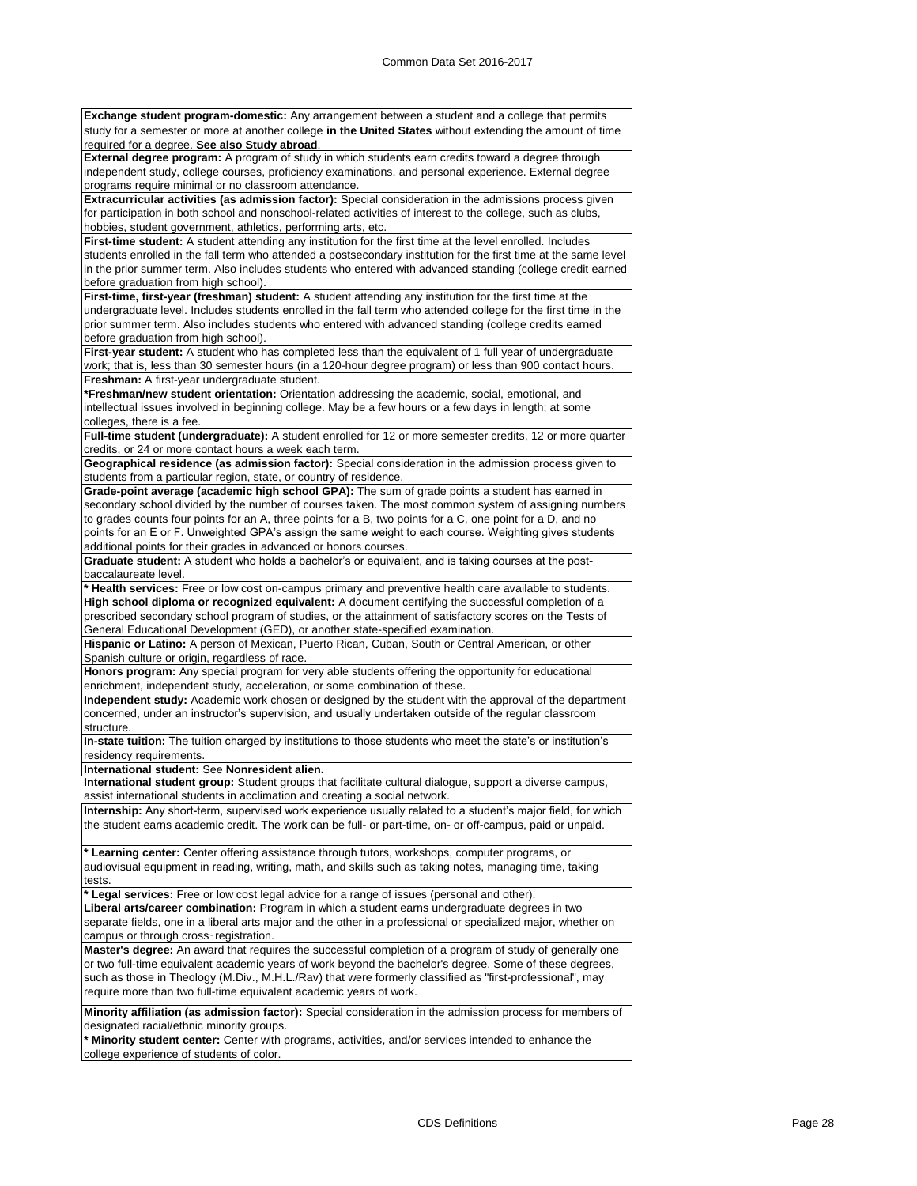**Exchange student program-domestic:** Any arrangement between a student and a college that permits study for a semester or more at another college **in the United States** without extending the amount of time required for a degree. **See also Study abroad**.

**External degree program:** A program of study in which students earn credits toward a degree through independent study, college courses, proficiency examinations, and personal experience. External degree programs require minimal or no classroom attendance.

**Extracurricular activities (as admission factor):** Special consideration in the admissions process given for participation in both school and nonschool-related activities of interest to the college, such as clubs, hobbies, student government, athletics, performing arts, etc.

**First-time student:** A student attending any institution for the first time at the level enrolled. Includes students enrolled in the fall term who attended a postsecondary institution for the first time at the same level in the prior summer term. Also includes students who entered with advanced standing (college credit earned before graduation from high school).

**First-time, first-year (freshman) student:** A student attending any institution for the first time at the undergraduate level. Includes students enrolled in the fall term who attended college for the first time in the prior summer term. Also includes students who entered with advanced standing (college credits earned before graduation from high school).

**First-year student:** A student who has completed less than the equivalent of 1 full year of undergraduate work; that is, less than 30 semester hours (in a 120-hour degree program) or less than 900 contact hours.

**Freshman:** A first-year undergraduate student.

***Freshman/new student orientation:** Orientation addressing the academic, social, emotional, and intellectual issues involved in beginning college. May be a few hours or a few days in length; at some colleges, there is a fee.

**Full-time student (undergraduate):** A student enrolled for 12 or more semester credits, 12 or more quarter credits, or 24 or more contact hours a week each term.

**Geographical residence (as admission factor):** Special consideration in the admission process given to students from a particular region, state, or country of residence.

**Grade-point average (academic high school GPA):** The sum of grade points a student has earned in secondary school divided by the number of courses taken. The most common system of assigning numbers to grades counts four points for an A, three points for a B, two points for a C, one point for a D, and no points for an E or F. Unweighted GPA's assign the same weight to each course. Weighting gives students additional points for their grades in advanced or honors courses.

**Graduate student:** A student who holds a bachelor's or equivalent, and is taking courses at the post-baccalaureate level.

*** Health services:** Free or low cost on-campus primary and preventive health care available to students.

**High school diploma or recognized equivalent:** A document certifying the successful completion of a prescribed secondary school program of studies, or the attainment of satisfactory scores on the Tests of General Educational Development (GED), or another state-specified examination.

**Hispanic or Latino:** A person of Mexican, Puerto Rican, Cuban, South or Central American, or other Spanish culture or origin, regardless of race.

**Honors program:** Any special program for very able students offering the opportunity for educational enrichment, independent study, acceleration, or some combination of these.

**Independent study:** Academic work chosen or designed by the student with the approval of the department concerned, under an instructor's supervision, and usually undertaken outside of the regular classroom structure.

**In-state tuition:** The tuition charged by institutions to those students who meet the state's or institution's residency requirements.

**International student:** See **Nonresident alien.**

**International student group:** Student groups that facilitate cultural dialogue, support a diverse campus, assist international students in acclimation and creating a social network.

**Internship:** Any short-term, supervised work experience usually related to a student's major field, for which the student earns academic credit. The work can be full- or part-time, on- or off-campus, paid or unpaid.

*** Learning center:** Center offering assistance through tutors, workshops, computer programs, or audiovisual equipment in reading, writing, math, and skills such as taking notes, managing time, taking tests.

*** Legal services:** Free or low cost legal advice for a range of issues (personal and other).

**Liberal arts/career combination:** Program in which a student earns undergraduate degrees in two separate fields, one in a liberal arts major and the other in a professional or specialized major, whether on campus or through cross-registration.

**Master's degree:** An award that requires the successful completion of a program of study of generally one or two full-time equivalent academic years of work beyond the bachelor's degree. Some of these degrees, such as those in Theology (M.Div., M.H.L./Rav) that were formerly classified as "first-professional", may require more than two full-time equivalent academic years of work.

**Minority affiliation (as admission factor):** Special consideration in the admission process for members of designated racial/ethnic minority groups.

*** Minority student center:** Center with programs, activities, and/or services intended to enhance the college experience of students of color.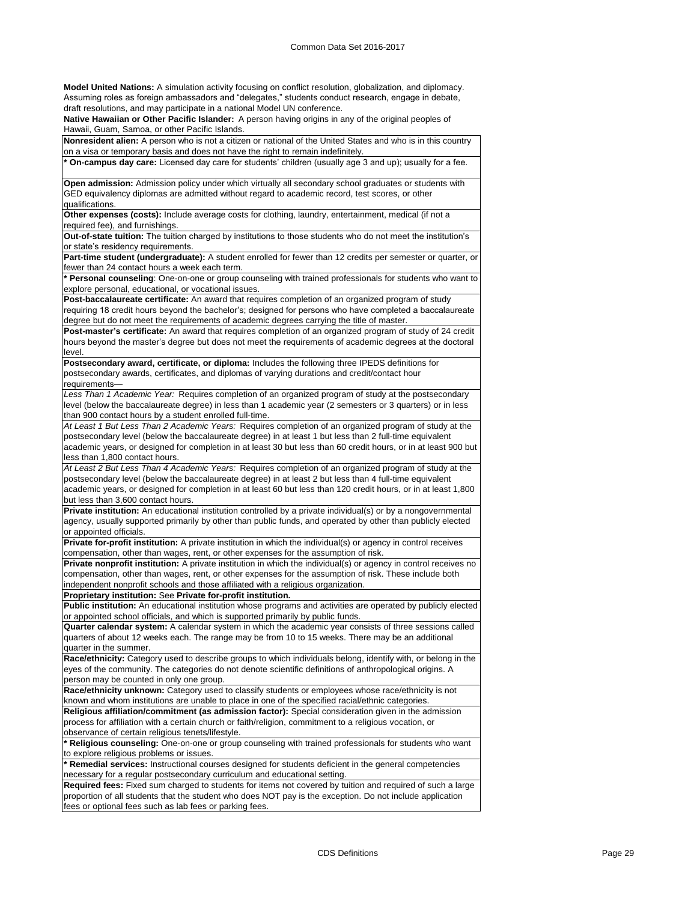**Model United Nations:** A simulation activity focusing on conflict resolution, globalization, and diplomacy. Assuming roles as foreign ambassadors and "delegates," students conduct research, engage in debate, draft resolutions, and may participate in a national Model UN conference.

**Native Hawaiian or Other Pacific Islander:** A person having origins in any of the original peoples of Hawaii, Guam, Samoa, or other Pacific Islands.

**Nonresident alien:** A person who is not a citizen or national of the United States and who is in this country on a visa or temporary basis and does not have the right to remain indefinitely.

**\* On-campus day care:** Licensed day care for students' children (usually age 3 and up); usually for a fee.

**Open admission:** Admission policy under which virtually all secondary school graduates or students with GED equivalency diplomas are admitted without regard to academic record, test scores, or other qualifications.

**Other expenses (costs):** Include average costs for clothing, laundry, entertainment, medical (if not a required fee), and furnishings.

**Out-of-state tuition:** The tuition charged by institutions to those students who do not meet the institution's or state's residency requirements.

**Part-time student (undergraduate):** A student enrolled for fewer than 12 credits per semester or quarter, or fewer than 24 contact hours a week each term.

**\* Personal counseling**: One-on-one or group counseling with trained professionals for students who want to explore personal, educational, or vocational issues.

**Post-baccalaureate certificate:** An award that requires completion of an organized program of study requiring 18 credit hours beyond the bachelor's; designed for persons who have completed a baccalaureate degree but do not meet the requirements of academic degrees carrying the title of master.

**Post-master's certificate:** An award that requires completion of an organized program of study of 24 credit hours beyond the master's degree but does not meet the requirements of academic degrees at the doctoral level.

**Postsecondary award, certificate, or diploma:** Includes the following three IPEDS definitions for postsecondary awards, certificates, and diplomas of varying durations and credit/contact hour requirements—

*Less Than 1 Academic Year:* Requires completion of an organized program of study at the postsecondary level (below the baccalaureate degree) in less than 1 academic year (2 semesters or 3 quarters) or in less than 900 contact hours by a student enrolled full-time.

*At Least 1 But Less Than 2 Academic Years:* Requires completion of an organized program of study at the postsecondary level (below the baccalaureate degree) in at least 1 but less than 2 full-time equivalent academic years, or designed for completion in at least 30 but less than 60 credit hours, or in at least 900 but less than 1,800 contact hours.

*At Least 2 But Less Than 4 Academic Years:* Requires completion of an organized program of study at the postsecondary level (below the baccalaureate degree) in at least 2 but less than 4 full-time equivalent academic years, or designed for completion in at least 60 but less than 120 credit hours, or in at least 1,800 but less than 3,600 contact hours.

**Private institution:** An educational institution controlled by a private individual(s) or by a nongovernmental agency, usually supported primarily by other than public funds, and operated by other than publicly elected or appointed officials.

**Private for-profit institution:** A private institution in which the individual(s) or agency in control receives compensation, other than wages, rent, or other expenses for the assumption of risk.

**Private nonprofit institution:** A private institution in which the individual(s) or agency in control receives no compensation, other than wages, rent, or other expenses for the assumption of risk. These include both independent nonprofit schools and those affiliated with a religious organization.

**Proprietary institution:** See **Private for-profit institution.**

**Public institution:** An educational institution whose programs and activities are operated by publicly elected or appointed school officials, and which is supported primarily by public funds.

**Quarter calendar system:** A calendar system in which the academic year consists of three sessions called quarters of about 12 weeks each. The range may be from 10 to 15 weeks. There may be an additional quarter in the summer.

**Race/ethnicity:** Category used to describe groups to which individuals belong, identify with, or belong in the eyes of the community. The categories do not denote scientific definitions of anthropological origins. A person may be counted in only one group.

**Race/ethnicity unknown:** Category used to classify students or employees whose race/ethnicity is not known and whom institutions are unable to place in one of the specified racial/ethnic categories.

**Religious affiliation/commitment (as admission factor):** Special consideration given in the admission process for affiliation with a certain church or faith/religion, commitment to a religious vocation, or observance of certain religious tenets/lifestyle.

**\* Religious counseling:** One-on-one or group counseling with trained professionals for students who want to explore religious problems or issues.

**\* Remedial services:** Instructional courses designed for students deficient in the general competencies necessary for a regular postsecondary curriculum and educational setting.

**Required fees:** Fixed sum charged to students for items not covered by tuition and required of such a large proportion of all students that the student who does NOT pay is the exception. Do not include application fees or optional fees such as lab fees or parking fees.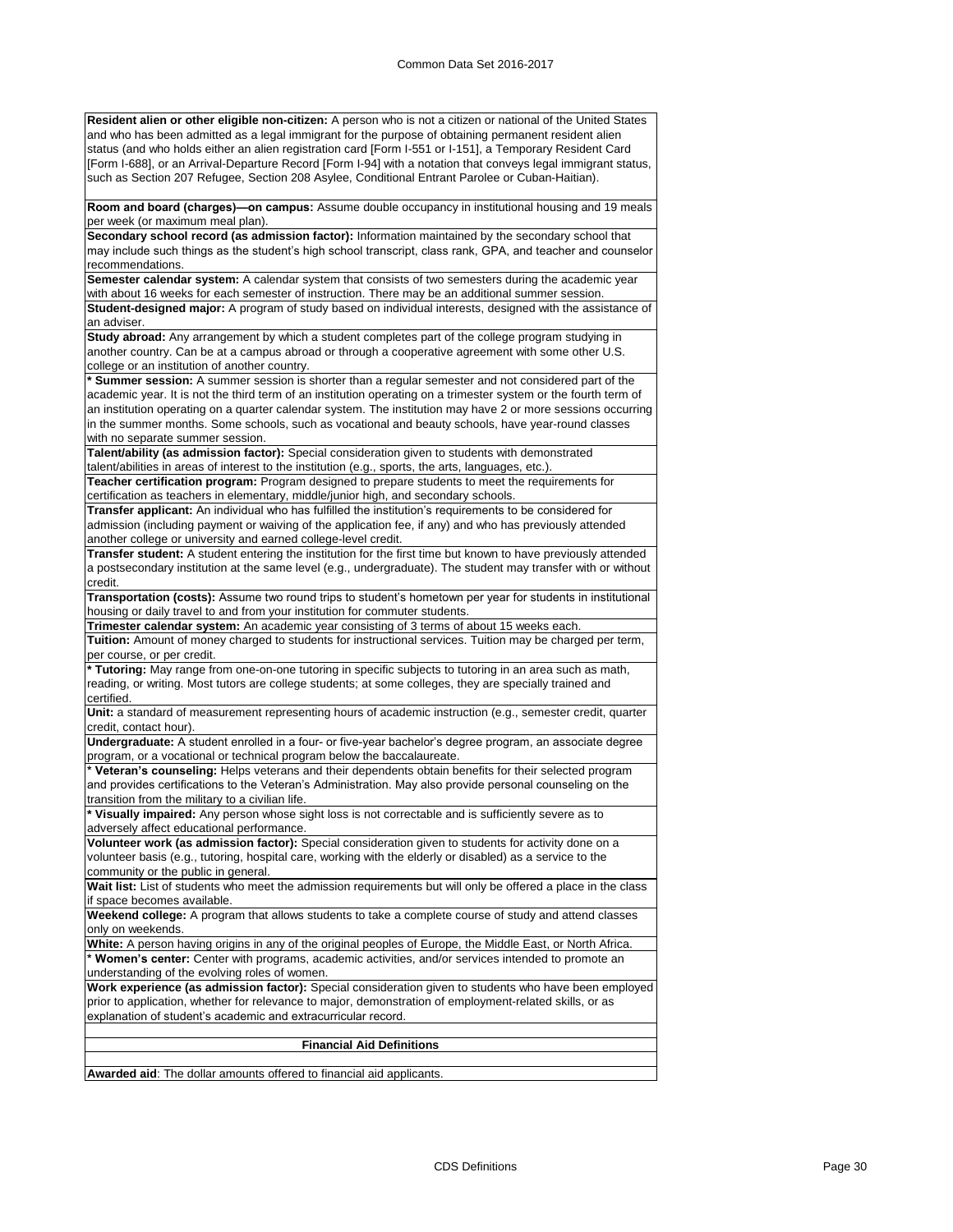**Resident alien or other eligible non-citizen:** A person who is not a citizen or national of the United States and who has been admitted as a legal immigrant for the purpose of obtaining permanent resident alien status (and who holds either an alien registration card [Form I-551 or I-151], a Temporary Resident Card [Form I-688], or an Arrival-Departure Record [Form I-94] with a notation that conveys legal immigrant status, such as Section 207 Refugee, Section 208 Asylee, Conditional Entrant Parolee or Cuban-Haitian).

**Room and board (charges)—on campus:** Assume double occupancy in institutional housing and 19 meals per week (or maximum meal plan).

**Secondary school record (as admission factor):** Information maintained by the secondary school that may include such things as the student's high school transcript, class rank, GPA, and teacher and counselor recommendations.

**Semester calendar system:** A calendar system that consists of two semesters during the academic year with about 16 weeks for each semester of instruction. There may be an additional summer session.

**Student-designed major:** A program of study based on individual interests, designed with the assistance of an adviser.

**Study abroad:** Any arrangement by which a student completes part of the college program studying in another country. Can be at a campus abroad or through a cooperative agreement with some other U.S. college or an institution of another country.

\* **Summer session:** A summer session is shorter than a regular semester and not considered part of the academic year. It is not the third term of an institution operating on a trimester system or the fourth term of an institution operating on a quarter calendar system. The institution may have 2 or more sessions occurring in the summer months. Some schools, such as vocational and beauty schools, have year-round classes with no separate summer session.

**Talent/ability (as admission factor):** Special consideration given to students with demonstrated talent/abilities in areas of interest to the institution (e.g., sports, the arts, languages, etc.).

**Teacher certification program:** Program designed to prepare students to meet the requirements for certification as teachers in elementary, middle/junior high, and secondary schools.

**Transfer applicant:** An individual who has fulfilled the institution's requirements to be considered for admission (including payment or waiving of the application fee, if any) and who has previously attended another college or university and earned college-level credit.

**Transfer student:** A student entering the institution for the first time but known to have previously attended a postsecondary institution at the same level (e.g., undergraduate). The student may transfer with or without credit.

**Transportation (costs):** Assume two round trips to student's hometown per year for students in institutional housing or daily travel to and from your institution for commuter students.

**Trimester calendar system:** An academic year consisting of 3 terms of about 15 weeks each.

**Tuition:** Amount of money charged to students for instructional services. Tuition may be charged per term, per course, or per credit.

\* **Tutoring:** May range from one-on-one tutoring in specific subjects to tutoring in an area such as math, reading, or writing. Most tutors are college students; at some colleges, they are specially trained and certified.

**Unit:** a standard of measurement representing hours of academic instruction (e.g., semester credit, quarter credit, contact hour).

**Undergraduate:** A student enrolled in a four- or five-year bachelor's degree program, an associate degree program, or a vocational or technical program below the baccalaureate.

\* **Veteran's counseling:** Helps veterans and their dependents obtain benefits for their selected program and provides certifications to the Veteran's Administration. May also provide personal counseling on the transition from the military to a civilian life.

\* **Visually impaired:** Any person whose sight loss is not correctable and is sufficiently severe as to adversely affect educational performance.

**Volunteer work (as admission factor):** Special consideration given to students for activity done on a volunteer basis (e.g., tutoring, hospital care, working with the elderly or disabled) as a service to the community or the public in general.

**Wait list:** List of students who meet the admission requirements but will only be offered a place in the class if space becomes available.

**Weekend college:** A program that allows students to take a complete course of study and attend classes only on weekends.

**White:** A person having origins in any of the original peoples of Europe, the Middle East, or North Africa.

\* **Women's center:** Center with programs, academic activities, and/or services intended to promote an understanding of the evolving roles of women.

**Work experience (as admission factor):** Special consideration given to students who have been employed prior to application, whether for relevance to major, demonstration of employment-related skills, or as explanation of student's academic and extracurricular record.

## Financial Aid Definitions

**Awarded aid**: The dollar amounts offered to financial aid applicants.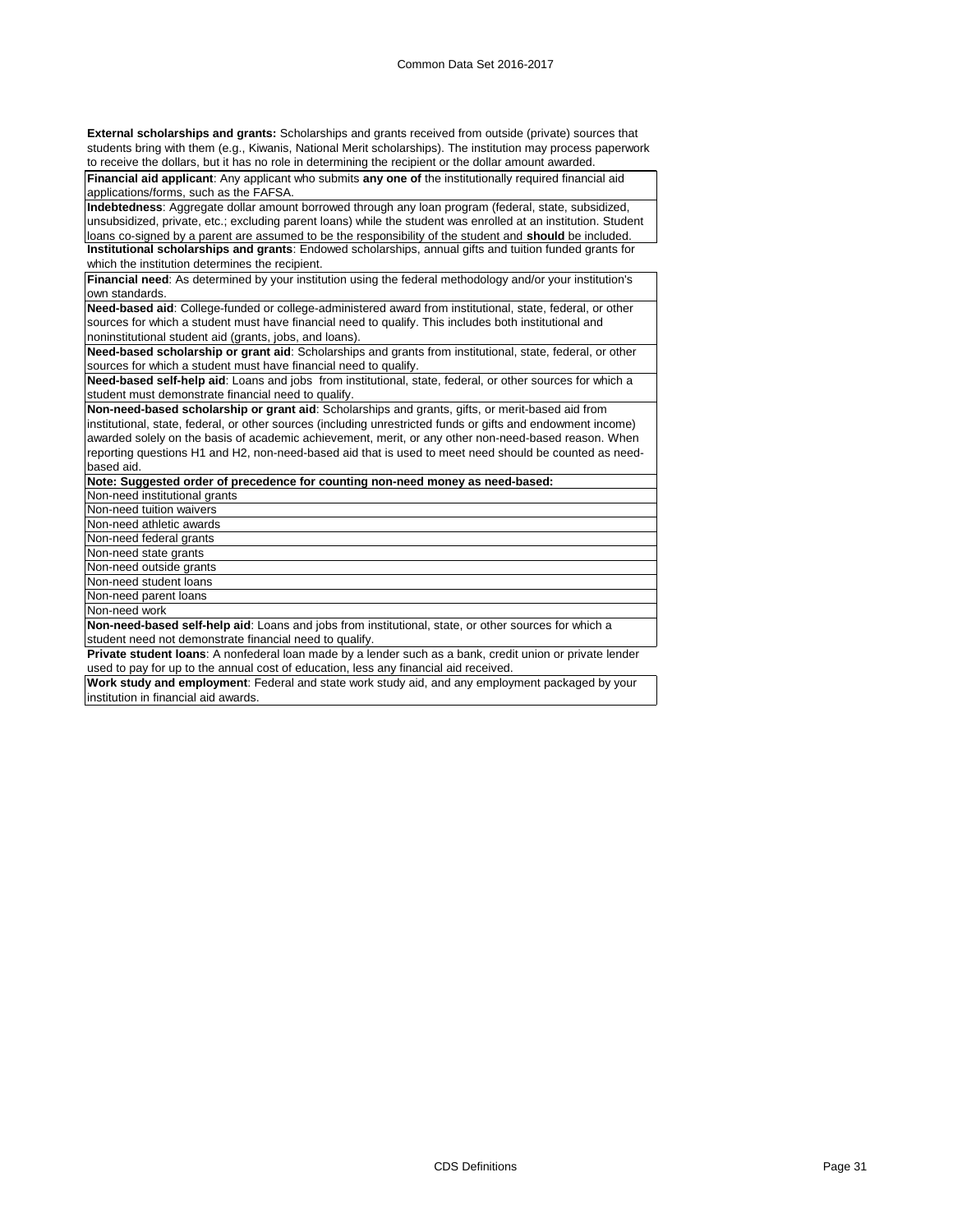**External scholarships and grants:** Scholarships and grants received from outside (private) sources that students bring with them (e.g., Kiwanis, National Merit scholarships). The institution may process paperwork to receive the dollars, but it has no role in determining the recipient or the dollar amount awarded.

**Financial aid applicant**: Any applicant who submits **any one of** the institutionally required financial aid applications/forms, such as the FAFSA.

**Indebtedness**: Aggregate dollar amount borrowed through any loan program (federal, state, subsidized, unsubsidized, private, etc.; excluding parent loans) while the student was enrolled at an institution. Student loans co-signed by a parent are assumed to be the responsibility of the student and **should** be included.

**Institutional scholarships and grants**: Endowed scholarships, annual gifts and tuition funded grants for which the institution determines the recipient.

**Financial need**: As determined by your institution using the federal methodology and/or your institution's own standards.

**Need-based aid**: College-funded or college-administered award from institutional, state, federal, or other sources for which a student must have financial need to qualify. This includes both institutional and noninstitutional student aid (grants, jobs, and loans).

**Need-based scholarship or grant aid**: Scholarships and grants from institutional, state, federal, or other sources for which a student must have financial need to qualify.

**Need-based self-help aid**: Loans and jobs from institutional, state, federal, or other sources for which a student must demonstrate financial need to qualify.

**Non-need-based scholarship or grant aid**: Scholarships and grants, gifts, or merit-based aid from institutional, state, federal, or other sources (including unrestricted funds or gifts and endowment income) awarded solely on the basis of academic achievement, merit, or any other non-need-based reason. When reporting questions H1 and H2, non-need-based aid that is used to meet need should be counted as need-based aid.

**Note: Suggested order of precedence for counting non-need money as need-based:**

- Non-need institutional grants
- Non-need tuition waivers
- Non-need athletic awards
- Non-need federal grants
- Non-need state grants
- Non-need outside grants
- Non-need student loans
- Non-need parent loans
- Non-need work

**Non-need-based self-help aid**: Loans and jobs from institutional, state, or other sources for which a student need not demonstrate financial need to qualify.

**Private student loans**: A nonfederal loan made by a lender such as a bank, credit union or private lender used to pay for up to the annual cost of education, less any financial aid received.

**Work study and employment**: Federal and state work study aid, and any employment packaged by your institution in financial aid awards.